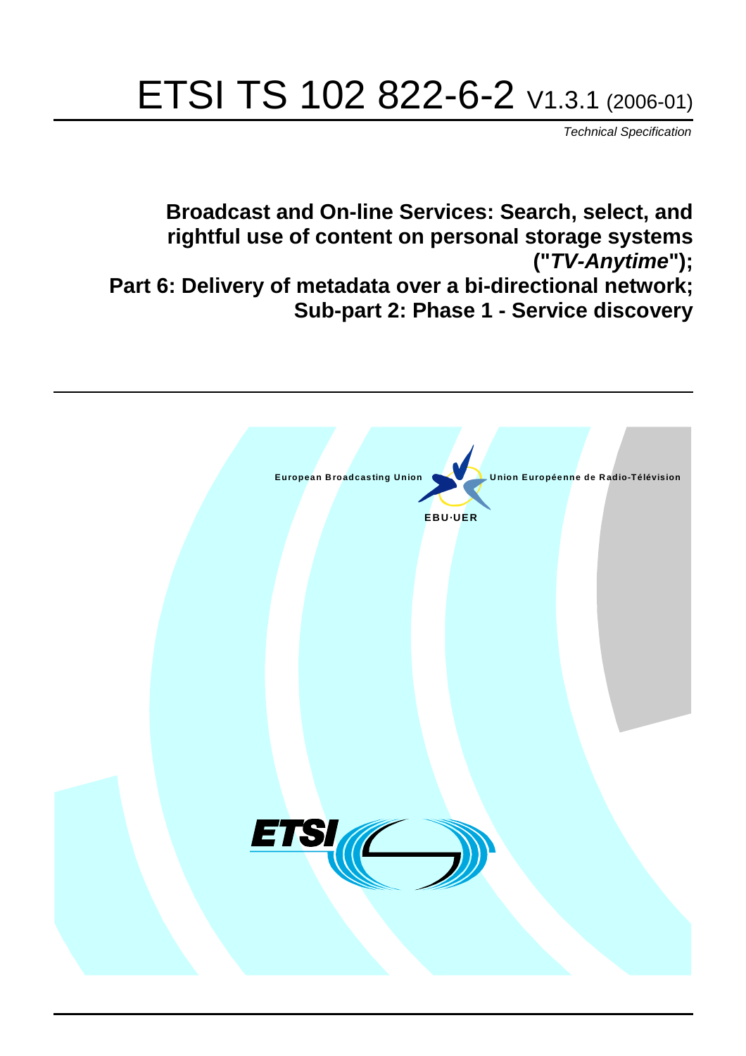# ETSI TS 102 822-6-2 V1.3.1 (2006-01)

*Technical Specification*

## Broadcast and On-line Services: Search, select, and rightful use of content on personal storage systems ("*TV-Anytime*"); Part 6: Delivery of metadata over a bi-directional network; Sub-part 2: Phase 1 - Service discovery

European Broadcasting Union

Union Européenne de Radio-Télévision

EBU·UER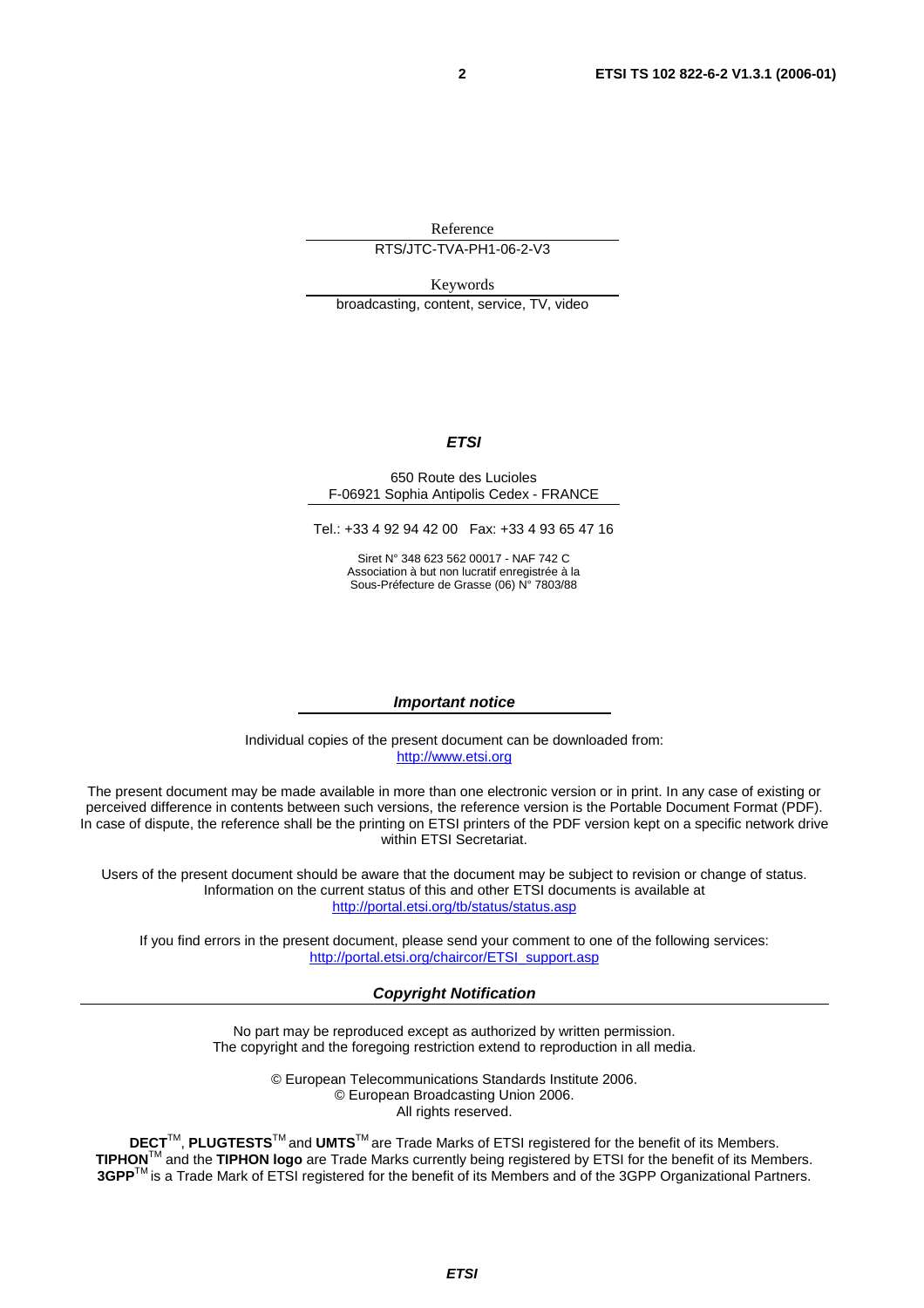Reference

RTS/JTC-TVA-PH1-06-2-V3

Keywords

broadcasting, content, service, TV, video

***ETSI***

650 Route des Lucioles
F-06921 Sophia Antipolis Cedex - FRANCE

Tel.: +33 4 92 94 42 00 Fax: +33 4 93 65 47 16

Siret N° 348 623 562 00017 - NAF 742 C
Association à but non lucratif enregistrée à la
Sous-Préfecture de Grasse (06) N° 7803/88

***Important notice***

Individual copies of the present document can be downloaded from:
http://www.etsi.org

The present document may be made available in more than one electronic version or in print. In any case of existing or perceived difference in contents between such versions, the reference version is the Portable Document Format (PDF). In case of dispute, the reference shall be the printing on ETSI printers of the PDF version kept on a specific network drive within ETSI Secretariat.

Users of the present document should be aware that the document may be subject to revision or change of status. Information on the current status of this and other ETSI documents is available at
http://portal.etsi.org/tb/status/status.asp

If you find errors in the present document, please send your comment to one of the following services:
http://portal.etsi.org/chaircor/ETSI_support.asp

***Copyright Notification***

No part may be reproduced except as authorized by written permission.
The copyright and the foregoing restriction extend to reproduction in all media.

© European Telecommunications Standards Institute 2006.
© European Broadcasting Union 2006.
All rights reserved.

**DECT**™, **PLUGTESTS**™ and **UMTS**™ are Trade Marks of ETSI registered for the benefit of its Members.
**TIPHON**™ and the **TIPHON logo** are Trade Marks currently being registered by ETSI for the benefit of its Members.
**3GPP**™ is a Trade Mark of ETSI registered for the benefit of its Members and of the 3GPP Organizational Partners.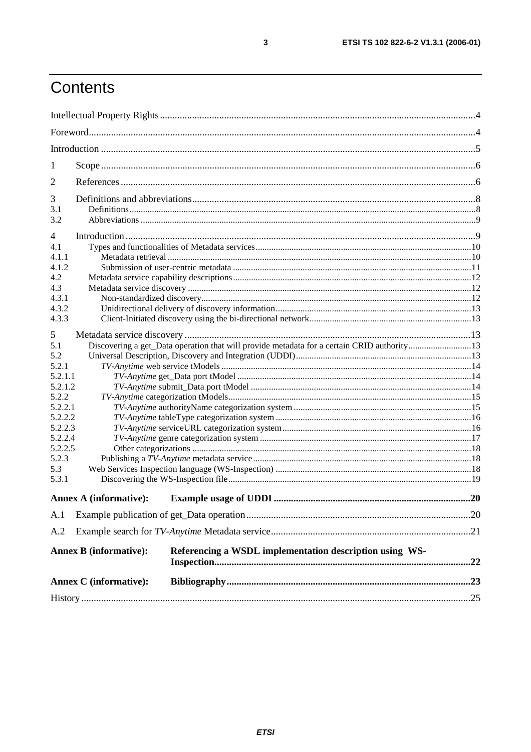# Contents

Intellectual Property Rights ....4

Foreword ....4

Introduction ....5

1 Scope ....6

2 References ....6

3 Definitions and abbreviations ....8
- 3.1 Definitions ....8
- 3.2 Abbreviations ....9

4 Introduction ....9
- 4.1 Types and functionalities of Metadata services ....10
  - 4.1.1 Metadata retrieval ....10
  - 4.1.2 Submission of user-centric metadata ....11
- 4.2 Metadata service capability descriptions ....12
- 4.3 Metadata service discovery ....12
  - 4.3.1 Non-standardized discovery ....12
  - 4.3.2 Unidirectional delivery of discovery information ....13
  - 4.3.3 Client-Initiated discovery using the bi-directional network ....13

5 Metadata service discovery ....13
- 5.1 Discovering a get_Data operation that will provide metadata for a certain CRID authority ....13
- 5.2 Universal Description, Discovery and Integration (UDDI) ....13
  - 5.2.1 *TV-Anytime* web service tModels ....14
    - 5.2.1.1 *TV-Anytime* get_Data port tModel ....14
    - 5.2.1.2 *TV-Anytime* submit_Data port tModel ....14
  - 5.2.2 *TV-Anytime* categorization tModels ....15
    - 5.2.2.1 *TV-Anytime* authorityName categorization system ....15
    - 5.2.2.2 *TV-Anytime* tableType categorization system ....16
    - 5.2.2.3 *TV-Anytime* serviceURL categorization system ....16
    - 5.2.2.4 *TV-Anytime* genre categorization system ....17
    - 5.2.2.5 Other categorizations ....18
  - 5.2.3 Publishing a *TV-Anytime* metadata service ....18
- 5.3 Web Services Inspection language (WS-Inspection) ....18
  - 5.3.1 Discovering the WS-Inspection file ....19

**Annex A (informative): Example usage of UDDI ....20**

A.1 Example publication of get_Data operation ....20

A.2 Example search for *TV-Anytime* Metadata service ....21

**Annex B (informative): Referencing a WSDL implementation description using WS-Inspection ....22**

**Annex C (informative): Bibliography ....23**

History ....25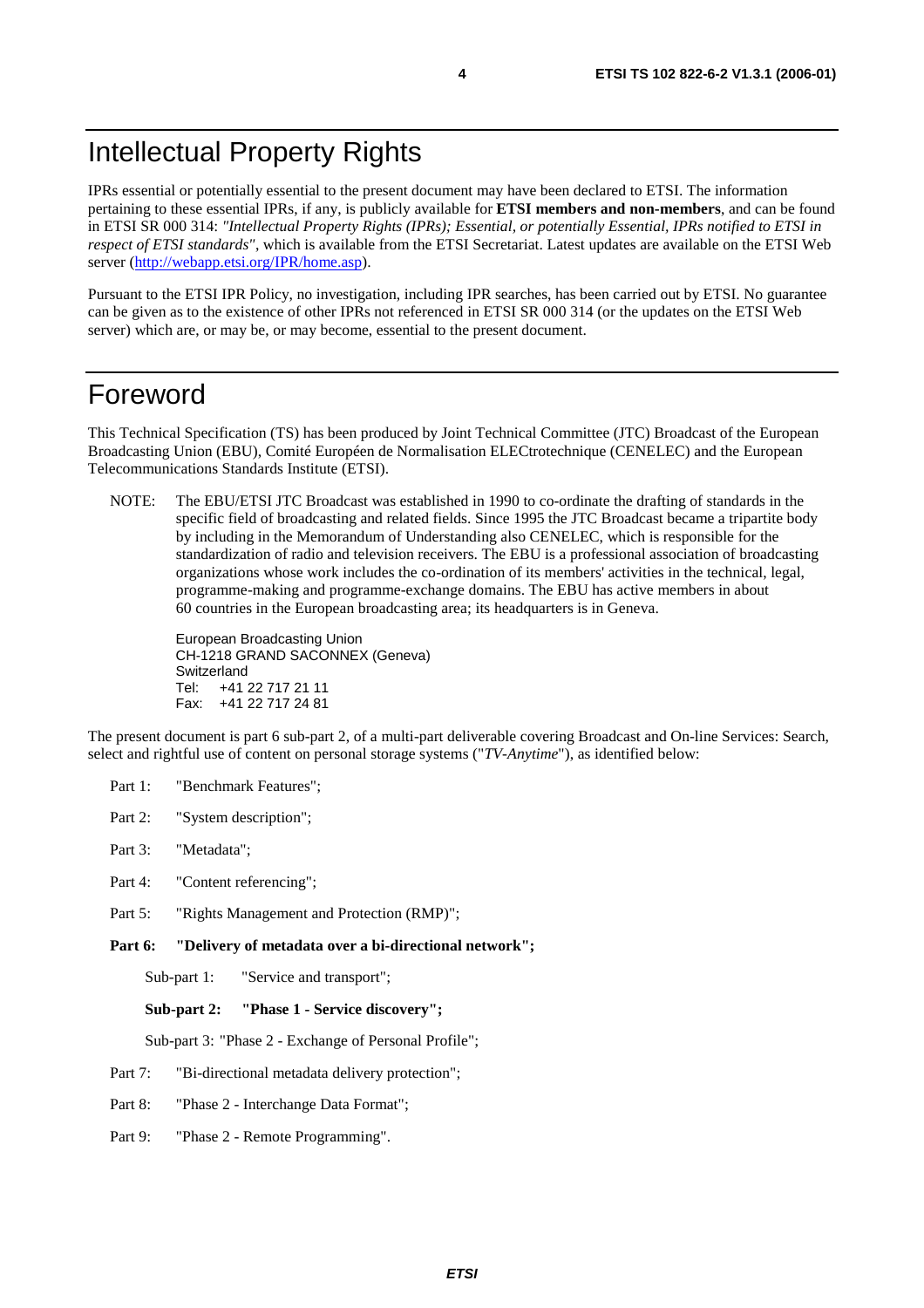# Intellectual Property Rights

IPRs essential or potentially essential to the present document may have been declared to ETSI. The information pertaining to these essential IPRs, if any, is publicly available for **ETSI members and non-members**, and can be found in ETSI SR 000 314: *"Intellectual Property Rights (IPRs); Essential, or potentially Essential, IPRs notified to ETSI in respect of ETSI standards"*, which is available from the ETSI Secretariat. Latest updates are available on the ETSI Web server (http://webapp.etsi.org/IPR/home.asp).

Pursuant to the ETSI IPR Policy, no investigation, including IPR searches, has been carried out by ETSI. No guarantee can be given as to the existence of other IPRs not referenced in ETSI SR 000 314 (or the updates on the ETSI Web server) which are, or may be, or may become, essential to the present document.

# Foreword

This Technical Specification (TS) has been produced by Joint Technical Committee (JTC) Broadcast of the European Broadcasting Union (EBU), Comité Européen de Normalisation ELECtrotechnique (CENELEC) and the European Telecommunications Standards Institute (ETSI).

NOTE: The EBU/ETSI JTC Broadcast was established in 1990 to co-ordinate the drafting of standards in the specific field of broadcasting and related fields. Since 1995 the JTC Broadcast became a tripartite body by including in the Memorandum of Understanding also CENELEC, which is responsible for the standardization of radio and television receivers. The EBU is a professional association of broadcasting organizations whose work includes the co-ordination of its members' activities in the technical, legal, programme-making and programme-exchange domains. The EBU has active members in about 60 countries in the European broadcasting area; its headquarters is in Geneva.

European Broadcasting Union
CH-1218 GRAND SACONNEX (Geneva)
Switzerland
Tel: +41 22 717 21 11
Fax: +41 22 717 24 81

The present document is part 6 sub-part 2, of a multi-part deliverable covering Broadcast and On-line Services: Search, select and rightful use of content on personal storage systems ("*TV-Anytime*"), as identified below:

Part 1: "Benchmark Features";

Part 2: "System description";

Part 3: "Metadata";

Part 4: "Content referencing";

Part 5: "Rights Management and Protection (RMP)";

**Part 6: "Delivery of metadata over a bi-directional network";**

- Sub-part 1: "Service and transport";
- **Sub-part 2: "Phase 1 - Service discovery";**
- Sub-part 3: "Phase 2 - Exchange of Personal Profile";

Part 7: "Bi-directional metadata delivery protection";

Part 8: "Phase 2 - Interchange Data Format";

Part 9: "Phase 2 - Remote Programming".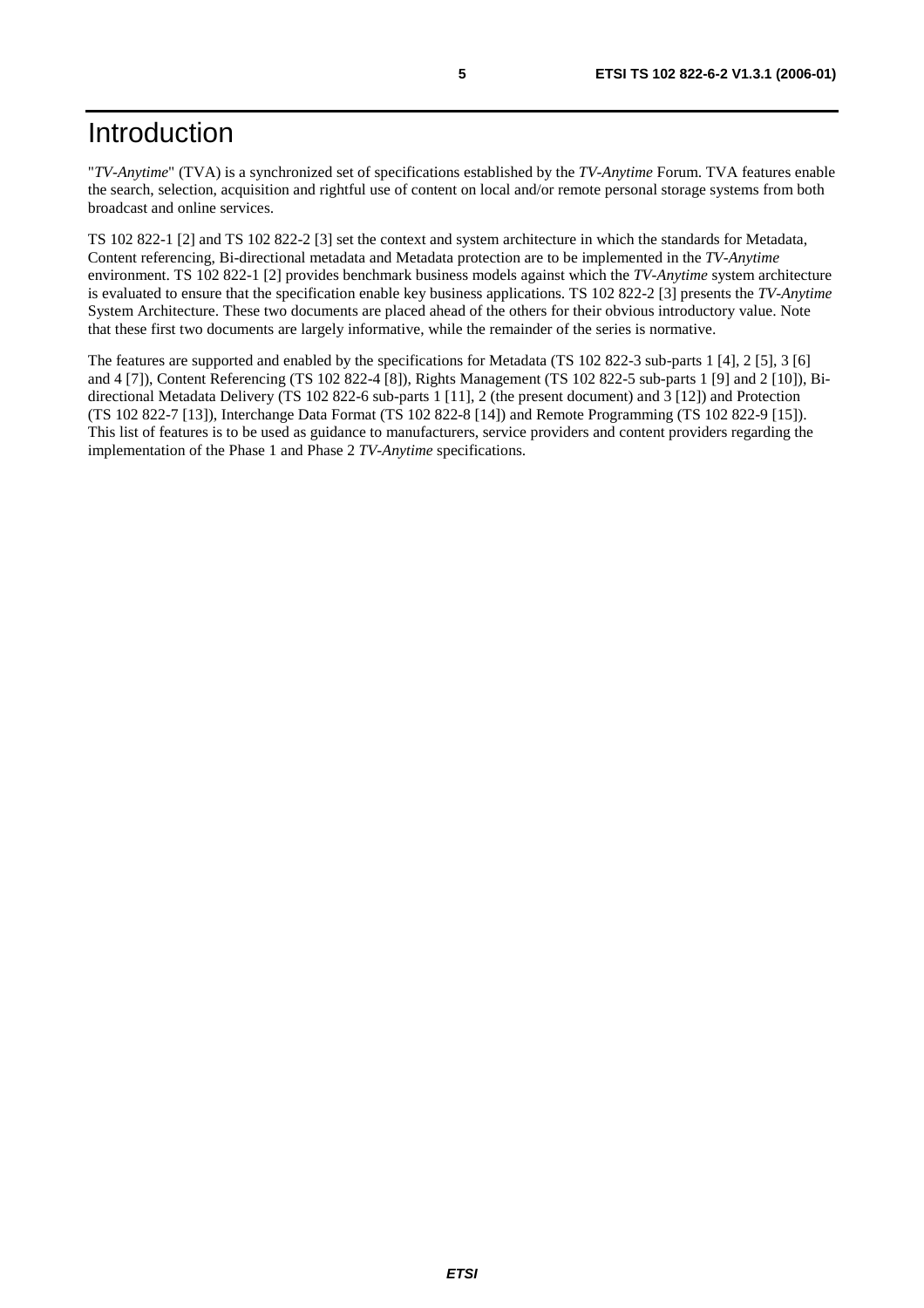# Introduction

"*TV-Anytime*" (TVA) is a synchronized set of specifications established by the *TV-Anytime* Forum. TVA features enable the search, selection, acquisition and rightful use of content on local and/or remote personal storage systems from both broadcast and online services.

TS 102 822-1 [2] and TS 102 822-2 [3] set the context and system architecture in which the standards for Metadata, Content referencing, Bi-directional metadata and Metadata protection are to be implemented in the *TV-Anytime* environment. TS 102 822-1 [2] provides benchmark business models against which the *TV-Anytime* system architecture is evaluated to ensure that the specification enable key business applications. TS 102 822-2 [3] presents the *TV-Anytime* System Architecture. These two documents are placed ahead of the others for their obvious introductory value. Note that these first two documents are largely informative, while the remainder of the series is normative.

The features are supported and enabled by the specifications for Metadata (TS 102 822-3 sub-parts 1 [4], 2 [5], 3 [6] and 4 [7]), Content Referencing (TS 102 822-4 [8]), Rights Management (TS 102 822-5 sub-parts 1 [9] and 2 [10]), Bi-directional Metadata Delivery (TS 102 822-6 sub-parts 1 [11], 2 (the present document) and 3 [12]) and Protection (TS 102 822-7 [13]), Interchange Data Format (TS 102 822-8 [14]) and Remote Programming (TS 102 822-9 [15]). This list of features is to be used as guidance to manufacturers, service providers and content providers regarding the implementation of the Phase 1 and Phase 2 *TV-Anytime* specifications.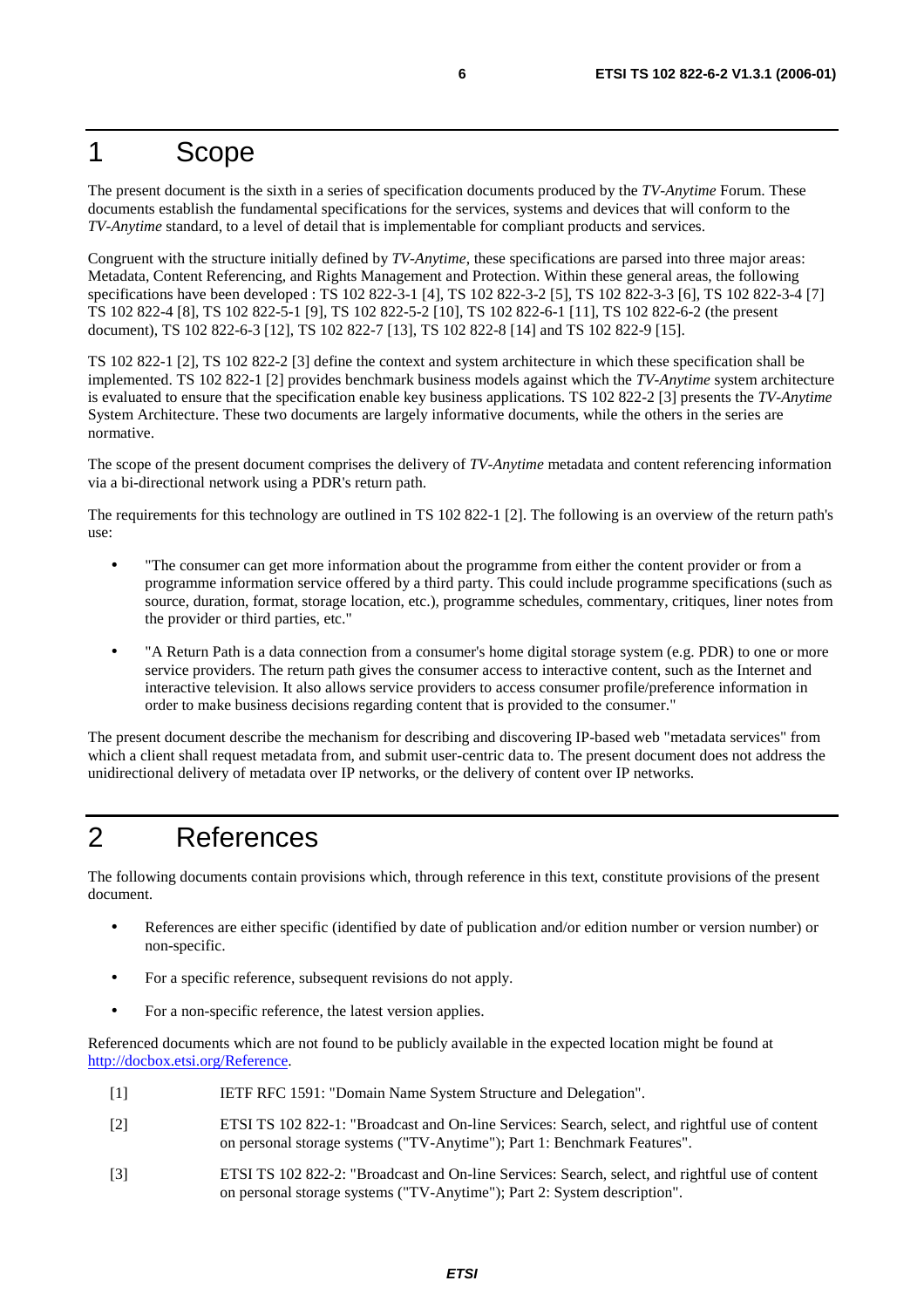# 1 Scope

The present document is the sixth in a series of specification documents produced by the *TV-Anytime* Forum. These documents establish the fundamental specifications for the services, systems and devices that will conform to the *TV-Anytime* standard, to a level of detail that is implementable for compliant products and services.

Congruent with the structure initially defined by *TV-Anytime*, these specifications are parsed into three major areas: Metadata, Content Referencing, and Rights Management and Protection. Within these general areas, the following specifications have been developed : TS 102 822-3-1 [4], TS 102 822-3-2 [5], TS 102 822-3-3 [6], TS 102 822-3-4 [7] TS 102 822-4 [8], TS 102 822-5-1 [9], TS 102 822-5-2 [10], TS 102 822-6-1 [11], TS 102 822-6-2 (the present document), TS 102 822-6-3 [12], TS 102 822-7 [13], TS 102 822-8 [14] and TS 102 822-9 [15].

TS 102 822-1 [2], TS 102 822-2 [3] define the context and system architecture in which these specification shall be implemented. TS 102 822-1 [2] provides benchmark business models against which the *TV-Anytime* system architecture is evaluated to ensure that the specification enable key business applications. TS 102 822-2 [3] presents the *TV-Anytime* System Architecture. These two documents are largely informative documents, while the others in the series are normative.

The scope of the present document comprises the delivery of *TV-Anytime* metadata and content referencing information via a bi-directional network using a PDR's return path.

The requirements for this technology are outlined in TS 102 822-1 [2]. The following is an overview of the return path's use:

- "The consumer can get more information about the programme from either the content provider or from a programme information service offered by a third party. This could include programme specifications (such as source, duration, format, storage location, etc.), programme schedules, commentary, critiques, liner notes from the provider or third parties, etc."
- "A Return Path is a data connection from a consumer's home digital storage system (e.g. PDR) to one or more service providers. The return path gives the consumer access to interactive content, such as the Internet and interactive television. It also allows service providers to access consumer profile/preference information in order to make business decisions regarding content that is provided to the consumer."

The present document describe the mechanism for describing and discovering IP-based web "metadata services" from which a client shall request metadata from, and submit user-centric data to. The present document does not address the unidirectional delivery of metadata over IP networks, or the delivery of content over IP networks.

# 2 References

The following documents contain provisions which, through reference in this text, constitute provisions of the present document.

- References are either specific (identified by date of publication and/or edition number or version number) or non-specific.
- For a specific reference, subsequent revisions do not apply.
- For a non-specific reference, the latest version applies.

Referenced documents which are not found to be publicly available in the expected location might be found at http://docbox.etsi.org/Reference.

[1] IETF RFC 1591: "Domain Name System Structure and Delegation".

[2] ETSI TS 102 822-1: "Broadcast and On-line Services: Search, select, and rightful use of content on personal storage systems ("TV-Anytime"); Part 1: Benchmark Features".

[3] ETSI TS 102 822-2: "Broadcast and On-line Services: Search, select, and rightful use of content on personal storage systems ("TV-Anytime"); Part 2: System description".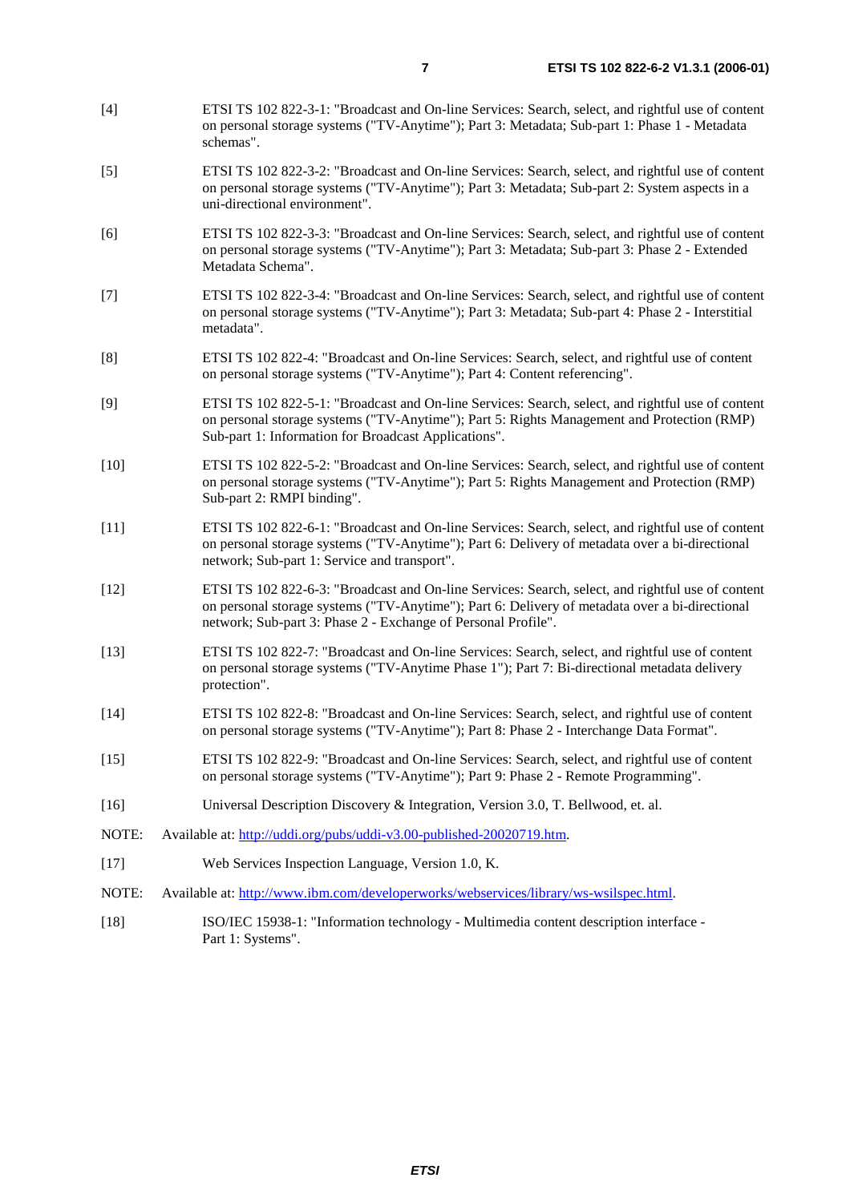[4] ETSI TS 102 822-3-1: "Broadcast and On-line Services: Search, select, and rightful use of content on personal storage systems ("TV-Anytime"); Part 3: Metadata; Sub-part 1: Phase 1 - Metadata schemas".

[5] ETSI TS 102 822-3-2: "Broadcast and On-line Services: Search, select, and rightful use of content on personal storage systems ("TV-Anytime"); Part 3: Metadata; Sub-part 2: System aspects in a uni-directional environment".

[6] ETSI TS 102 822-3-3: "Broadcast and On-line Services: Search, select, and rightful use of content on personal storage systems ("TV-Anytime"); Part 3: Metadata; Sub-part 3: Phase 2 - Extended Metadata Schema".

[7] ETSI TS 102 822-3-4: "Broadcast and On-line Services: Search, select, and rightful use of content on personal storage systems ("TV-Anytime"); Part 3: Metadata; Sub-part 4: Phase 2 - Interstitial metadata".

[8] ETSI TS 102 822-4: "Broadcast and On-line Services: Search, select, and rightful use of content on personal storage systems ("TV-Anytime"); Part 4: Content referencing".

[9] ETSI TS 102 822-5-1: "Broadcast and On-line Services: Search, select, and rightful use of content on personal storage systems ("TV-Anytime"); Part 5: Rights Management and Protection (RMP) Sub-part 1: Information for Broadcast Applications".

[10] ETSI TS 102 822-5-2: "Broadcast and On-line Services: Search, select, and rightful use of content on personal storage systems ("TV-Anytime"); Part 5: Rights Management and Protection (RMP) Sub-part 2: RMPI binding".

[11] ETSI TS 102 822-6-1: "Broadcast and On-line Services: Search, select, and rightful use of content on personal storage systems ("TV-Anytime"); Part 6: Delivery of metadata over a bi-directional network; Sub-part 1: Service and transport".

[12] ETSI TS 102 822-6-3: "Broadcast and On-line Services: Search, select, and rightful use of content on personal storage systems ("TV-Anytime"); Part 6: Delivery of metadata over a bi-directional network; Sub-part 3: Phase 2 - Exchange of Personal Profile".

[13] ETSI TS 102 822-7: "Broadcast and On-line Services: Search, select, and rightful use of content on personal storage systems ("TV-Anytime Phase 1"); Part 7: Bi-directional metadata delivery protection".

[14] ETSI TS 102 822-8: "Broadcast and On-line Services: Search, select, and rightful use of content on personal storage systems ("TV-Anytime"); Part 8: Phase 2 - Interchange Data Format".

[15] ETSI TS 102 822-9: "Broadcast and On-line Services: Search, select, and rightful use of content on personal storage systems ("TV-Anytime"); Part 9: Phase 2 - Remote Programming".

[16] Universal Description Discovery & Integration, Version 3.0, T. Bellwood, et. al.

NOTE: Available at: http://uddi.org/pubs/uddi-v3.00-published-20020719.htm.

[17] Web Services Inspection Language, Version 1.0, K.

NOTE: Available at: http://www.ibm.com/developerworks/webservices/library/ws-wsilspec.html.

[18] ISO/IEC 15938-1: "Information technology - Multimedia content description interface - Part 1: Systems".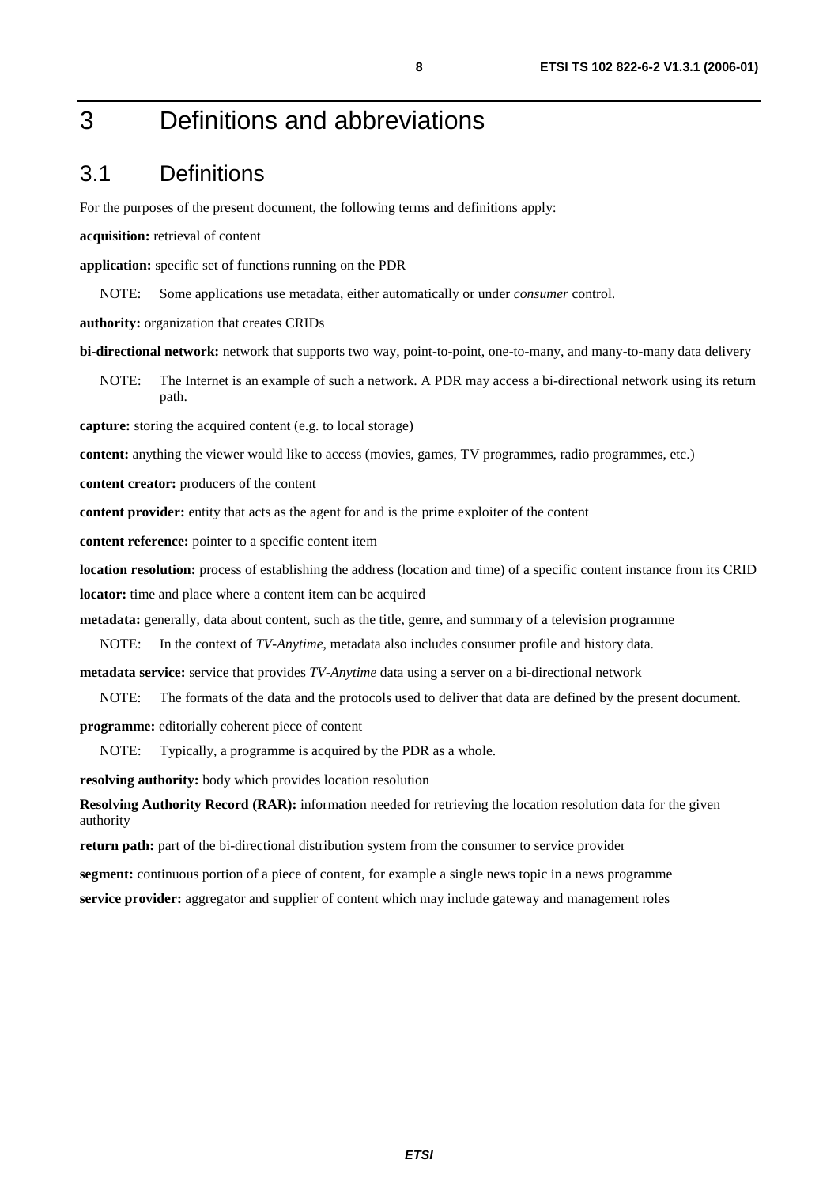# 3 Definitions and abbreviations

## 3.1 Definitions

For the purposes of the present document, the following terms and definitions apply:

**acquisition:** retrieval of content

**application:** specific set of functions running on the PDR

NOTE: Some applications use metadata, either automatically or under *consumer* control.

**authority:** organization that creates CRIDs

**bi-directional network:** network that supports two way, point-to-point, one-to-many, and many-to-many data delivery

NOTE: The Internet is an example of such a network. A PDR may access a bi-directional network using its return path.

**capture:** storing the acquired content (e.g. to local storage)

**content:** anything the viewer would like to access (movies, games, TV programmes, radio programmes, etc.)

**content creator:** producers of the content

**content provider:** entity that acts as the agent for and is the prime exploiter of the content

**content reference:** pointer to a specific content item

**location resolution:** process of establishing the address (location and time) of a specific content instance from its CRID

**locator:** time and place where a content item can be acquired

**metadata:** generally, data about content, such as the title, genre, and summary of a television programme

NOTE: In the context of *TV-Anytime*, metadata also includes consumer profile and history data.

**metadata service:** service that provides *TV-Anytime* data using a server on a bi-directional network

NOTE: The formats of the data and the protocols used to deliver that data are defined by the present document.

**programme:** editorially coherent piece of content

NOTE: Typically, a programme is acquired by the PDR as a whole.

**resolving authority:** body which provides location resolution

**Resolving Authority Record (RAR):** information needed for retrieving the location resolution data for the given authority

**return path:** part of the bi-directional distribution system from the consumer to service provider

**segment:** continuous portion of a piece of content, for example a single news topic in a news programme

**service provider:** aggregator and supplier of content which may include gateway and management roles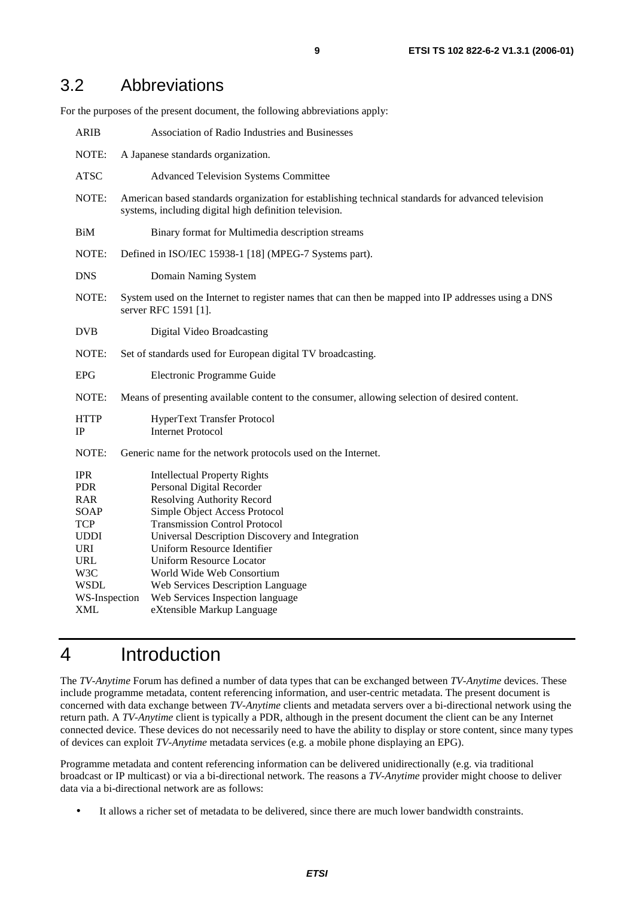## 3.2 Abbreviations

For the purposes of the present document, the following abbreviations apply:

ARIB Association of Radio Industries and Businesses

NOTE: A Japanese standards organization.

ATSC Advanced Television Systems Committee

NOTE: American based standards organization for establishing technical standards for advanced television systems, including digital high definition television.

BiM Binary format for Multimedia description streams

NOTE: Defined in ISO/IEC 15938-1 [18] (MPEG-7 Systems part).

DNS Domain Naming System

NOTE: System used on the Internet to register names that can then be mapped into IP addresses using a DNS server RFC 1591 [1].

DVB Digital Video Broadcasting

NOTE: Set of standards used for European digital TV broadcasting.

EPG Electronic Programme Guide

NOTE: Means of presenting available content to the consumer, allowing selection of desired content.

HTTP HyperText Transfer Protocol
IP Internet Protocol

NOTE: Generic name for the network protocols used on the Internet.

IPR Intellectual Property Rights
PDR Personal Digital Recorder
RAR Resolving Authority Record
SOAP Simple Object Access Protocol
TCP Transmission Control Protocol
UDDI Universal Description Discovery and Integration
URI Uniform Resource Identifier
URL Uniform Resource Locator
W3C World Wide Web Consortium
WSDL Web Services Description Language
WS-Inspection Web Services Inspection language
XML eXtensible Markup Language

# 4 Introduction

The *TV-Anytime* Forum has defined a number of data types that can be exchanged between *TV-Anytime* devices. These include programme metadata, content referencing information, and user-centric metadata. The present document is concerned with data exchange between *TV-Anytime* clients and metadata servers over a bi-directional network using the return path. A *TV-Anytime* client is typically a PDR, although in the present document the client can be any Internet connected device. These devices do not necessarily need to have the ability to display or store content, since many types of devices can exploit *TV-Anytime* metadata services (e.g. a mobile phone displaying an EPG).

Programme metadata and content referencing information can be delivered unidirectionally (e.g. via traditional broadcast or IP multicast) or via a bi-directional network. The reasons a *TV-Anytime* provider might choose to deliver data via a bi-directional network are as follows:

- It allows a richer set of metadata to be delivered, since there are much lower bandwidth constraints.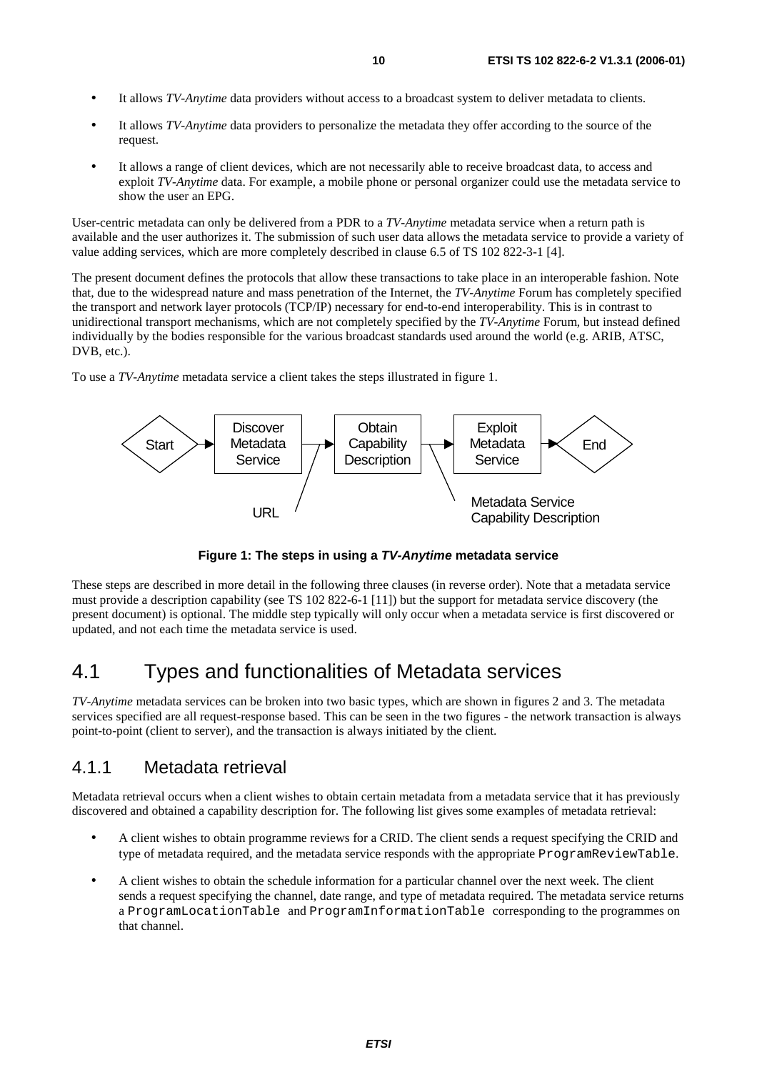- It allows *TV-Anytime* data providers without access to a broadcast system to deliver metadata to clients.
- It allows *TV-Anytime* data providers to personalize the metadata they offer according to the source of the request.
- It allows a range of client devices, which are not necessarily able to receive broadcast data, to access and exploit *TV-Anytime* data. For example, a mobile phone or personal organizer could use the metadata service to show the user an EPG.

User-centric metadata can only be delivered from a PDR to a *TV-Anytime* metadata service when a return path is available and the user authorizes it. The submission of such user data allows the metadata service to provide a variety of value adding services, which are more completely described in clause 6.5 of TS 102 822-3-1 [4].

The present document defines the protocols that allow these transactions to take place in an interoperable fashion. Note that, due to the widespread nature and mass penetration of the Internet, the *TV-Anytime* Forum has completely specified the transport and network layer protocols (TCP/IP) necessary for end-to-end interoperability. This is in contrast to unidirectional transport mechanisms, which are not completely specified by the *TV-Anytime* Forum, but instead defined individually by the bodies responsible for the various broadcast standards used around the world (e.g. ARIB, ATSC, DVB, etc.).

To use a *TV-Anytime* metadata service a client takes the steps illustrated in figure 1.

Start → Discover Metadata Service → Obtain Capability Description → Exploit Metadata Service → End

URL

Metadata Service Capability Description

**Figure 1: The steps in using a *TV-Anytime* metadata service**

These steps are described in more detail in the following three clauses (in reverse order). Note that a metadata service must provide a description capability (see TS 102 822-6-1 [11]) but the support for metadata service discovery (the present document) is optional. The middle step typically will only occur when a metadata service is first discovered or updated, and not each time the metadata service is used.

## 4.1 Types and functionalities of Metadata services

*TV-Anytime* metadata services can be broken into two basic types, which are shown in figures 2 and 3. The metadata services specified are all request-response based. This can be seen in the two figures - the network transaction is always point-to-point (client to server), and the transaction is always initiated by the client.

### 4.1.1 Metadata retrieval

Metadata retrieval occurs when a client wishes to obtain certain metadata from a metadata service that it has previously discovered and obtained a capability description for. The following list gives some examples of metadata retrieval:

- A client wishes to obtain programme reviews for a CRID. The client sends a request specifying the CRID and type of metadata required, and the metadata service responds with the appropriate `ProgramReviewTable`.
- A client wishes to obtain the schedule information for a particular channel over the next week. The client sends a request specifying the channel, date range, and type of metadata required. The metadata service returns a `ProgramLocationTable` and `ProgramInformationTable` corresponding to the programmes on that channel.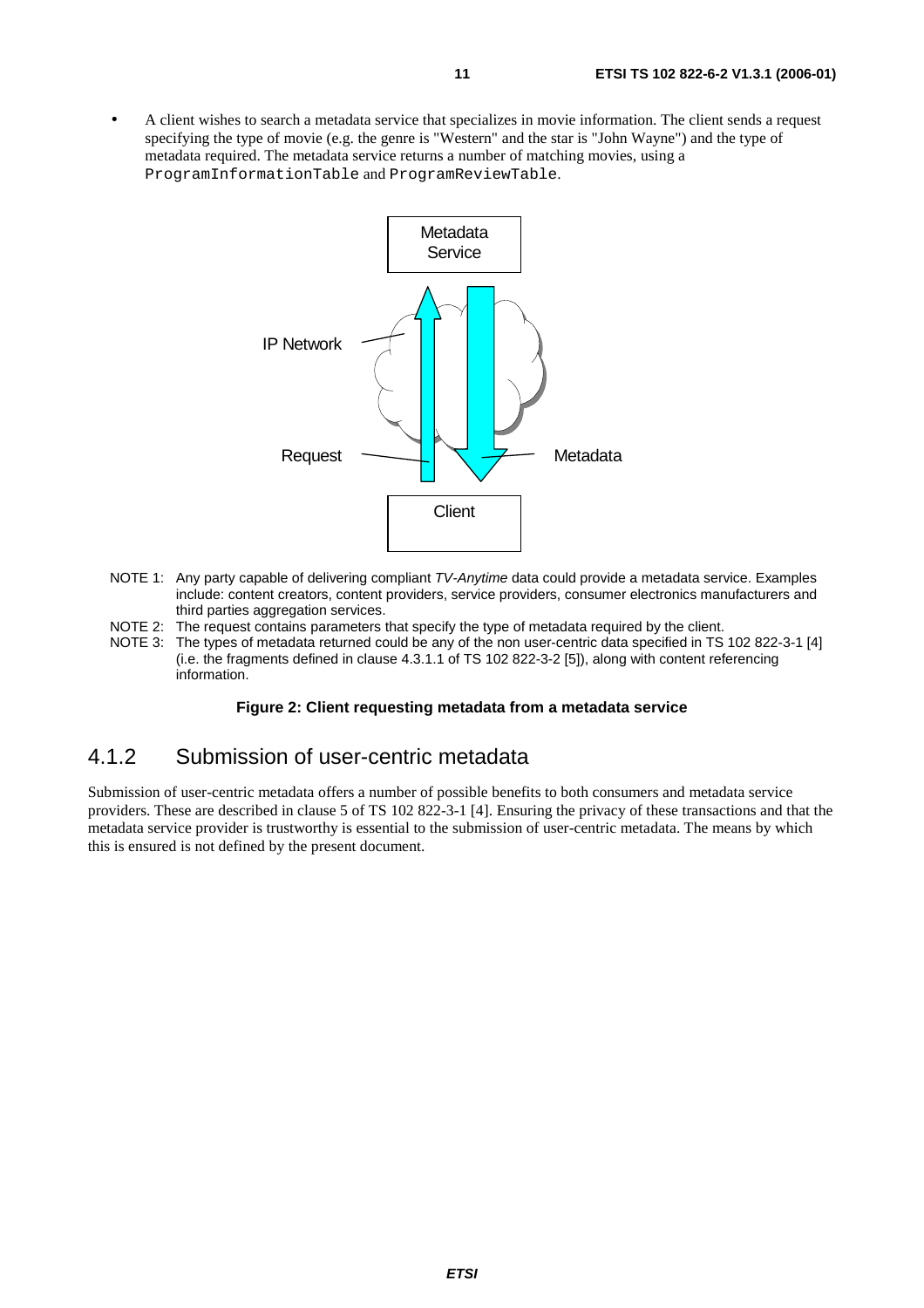- A client wishes to search a metadata service that specializes in movie information. The client sends a request specifying the type of movie (e.g. the genre is "Western" and the star is "John Wayne") and the type of metadata required. The metadata service returns a number of matching movies, using a `ProgramInformationTable` and `ProgramReviewTable`.

NOTE 1: Any party capable of delivering compliant *TV-Anytime* data could provide a metadata service. Examples include: content creators, content providers, service providers, consumer electronics manufacturers and third parties aggregation services.

NOTE 2: The request contains parameters that specify the type of metadata required by the client.

NOTE 3: The types of metadata returned could be any of the non user-centric data specified in TS 102 822-3-1 [4] (i.e. the fragments defined in clause 4.3.1.1 of TS 102 822-3-2 [5]), along with content referencing information.

**Figure 2: Client requesting metadata from a metadata service**

### 4.1.2 Submission of user-centric metadata

Submission of user-centric metadata offers a number of possible benefits to both consumers and metadata service providers. These are described in clause 5 of TS 102 822-3-1 [4]. Ensuring the privacy of these transactions and that the metadata service provider is trustworthy is essential to the submission of user-centric metadata. The means by which this is ensured is not defined by the present document.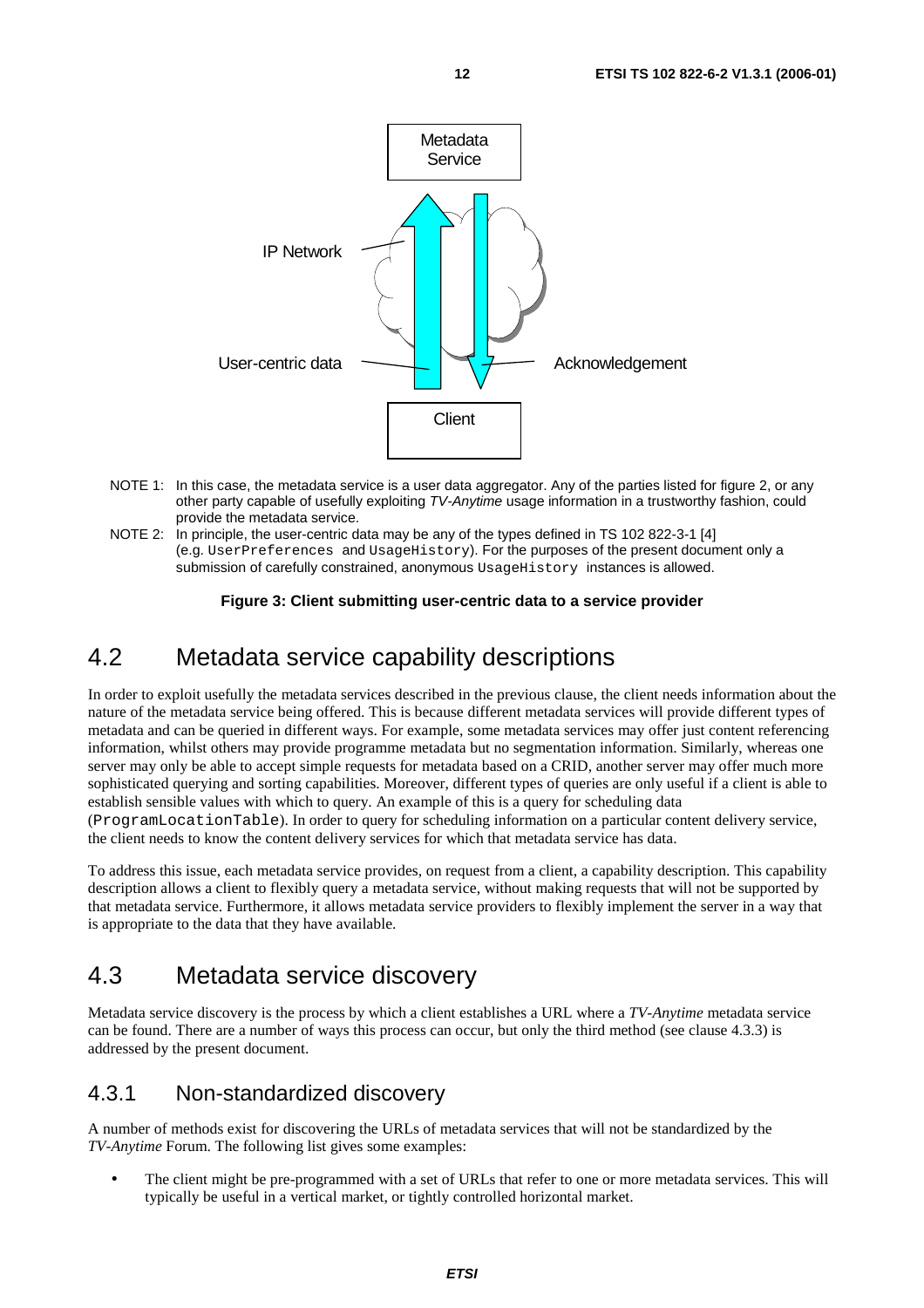Metadata Service

IP Network

User-centric data

Acknowledgement

Client

NOTE 1: In this case, the metadata service is a user data aggregator. Any of the parties listed for figure 2, or any other party capable of usefully exploiting *TV-Anytime* usage information in a trustworthy fashion, could provide the metadata service.

NOTE 2: In principle, the user-centric data may be any of the types defined in TS 102 822-3-1 [4] (e.g. `UserPreferences` and `UsageHistory`). For the purposes of the present document only a submission of carefully constrained, anonymous `UsageHistory` instances is allowed.

**Figure 3: Client submitting user-centric data to a service provider**

# 4.2 Metadata service capability descriptions

In order to exploit usefully the metadata services described in the previous clause, the client needs information about the nature of the metadata service being offered. This is because different metadata services will provide different types of metadata and can be queried in different ways. For example, some metadata services may offer just content referencing information, whilst others may provide programme metadata but no segmentation information. Similarly, whereas one server may only be able to accept simple requests for metadata based on a CRID, another server may offer much more sophisticated querying and sorting capabilities. Moreover, different types of queries are only useful if a client is able to establish sensible values with which to query. An example of this is a query for scheduling data (`ProgramLocationTable`). In order to query for scheduling information on a particular content delivery service, the client needs to know the content delivery services for which that metadata service has data.

To address this issue, each metadata service provides, on request from a client, a capability description. This capability description allows a client to flexibly query a metadata service, without making requests that will not be supported by that metadata service. Furthermore, it allows metadata service providers to flexibly implement the server in a way that is appropriate to the data that they have available.

# 4.3 Metadata service discovery

Metadata service discovery is the process by which a client establishes a URL where a *TV-Anytime* metadata service can be found. There are a number of ways this process can occur, but only the third method (see clause 4.3.3) is addressed by the present document.

## 4.3.1 Non-standardized discovery

A number of methods exist for discovering the URLs of metadata services that will not be standardized by the *TV-Anytime* Forum. The following list gives some examples:

- The client might be pre-programmed with a set of URLs that refer to one or more metadata services. This will typically be useful in a vertical market, or tightly controlled horizontal market.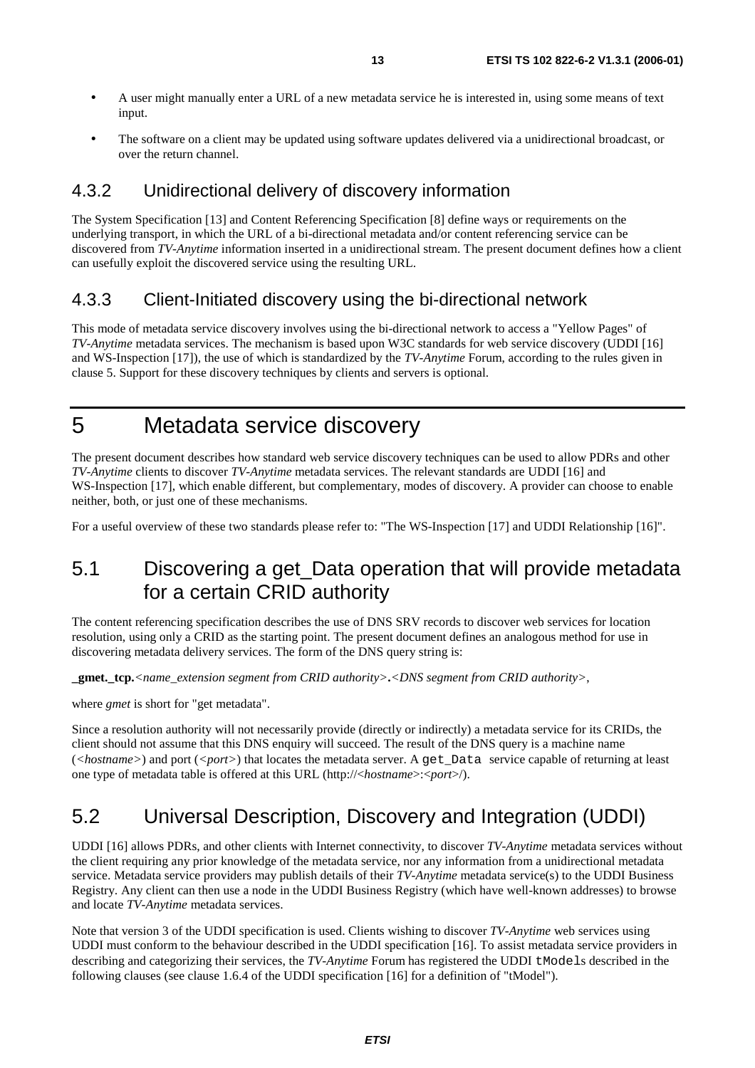- A user might manually enter a URL of a new metadata service he is interested in, using some means of text input.
- The software on a client may be updated using software updates delivered via a unidirectional broadcast, or over the return channel.

### 4.3.2 Unidirectional delivery of discovery information

The System Specification [13] and Content Referencing Specification [8] define ways or requirements on the underlying transport, in which the URL of a bi-directional metadata and/or content referencing service can be discovered from *TV-Anytime* information inserted in a unidirectional stream. The present document defines how a client can usefully exploit the discovered service using the resulting URL.

### 4.3.3 Client-Initiated discovery using the bi-directional network

This mode of metadata service discovery involves using the bi-directional network to access a "Yellow Pages" of *TV-Anytime* metadata services. The mechanism is based upon W3C standards for web service discovery (UDDI [16] and WS-Inspection [17]), the use of which is standardized by the *TV-Anytime* Forum, according to the rules given in clause 5. Support for these discovery techniques by clients and servers is optional.

# 5 Metadata service discovery

The present document describes how standard web service discovery techniques can be used to allow PDRs and other *TV-Anytime* clients to discover *TV-Anytime* metadata services. The relevant standards are UDDI [16] and WS-Inspection [17], which enable different, but complementary, modes of discovery. A provider can choose to enable neither, both, or just one of these mechanisms.

For a useful overview of these two standards please refer to: "The WS-Inspection [17] and UDDI Relationship [16]".

## 5.1 Discovering a get_Data operation that will provide metadata for a certain CRID authority

The content referencing specification describes the use of DNS SRV records to discover web services for location resolution, using only a CRID as the starting point. The present document defines an analogous method for use in discovering metadata delivery services. The form of the DNS query string is:

**_gmet._tcp.**<*name_extension segment from CRID authority*>**.**<*DNS segment from CRID authority*>,

where *gmet* is short for "get metadata".

Since a resolution authority will not necessarily provide (directly or indirectly) a metadata service for its CRIDs, the client should not assume that this DNS enquiry will succeed. The result of the DNS query is a machine name (<*hostname*>) and port (<*port*>) that locates the metadata server. A `get_Data` service capable of returning at least one type of metadata table is offered at this URL (http://<*hostname*>:<*port*>/).

## 5.2 Universal Description, Discovery and Integration (UDDI)

UDDI [16] allows PDRs, and other clients with Internet connectivity, to discover *TV-Anytime* metadata services without the client requiring any prior knowledge of the metadata service, nor any information from a unidirectional metadata service. Metadata service providers may publish details of their *TV-Anytime* metadata service(s) to the UDDI Business Registry. Any client can then use a node in the UDDI Business Registry (which have well-known addresses) to browse and locate *TV-Anytime* metadata services.

Note that version 3 of the UDDI specification is used. Clients wishing to discover *TV-Anytime* web services using UDDI must conform to the behaviour described in the UDDI specification [16]. To assist metadata service providers in describing and categorizing their services, the *TV-Anytime* Forum has registered the UDDI `tModel`s described in the following clauses (see clause 1.6.4 of the UDDI specification [16] for a definition of "tModel").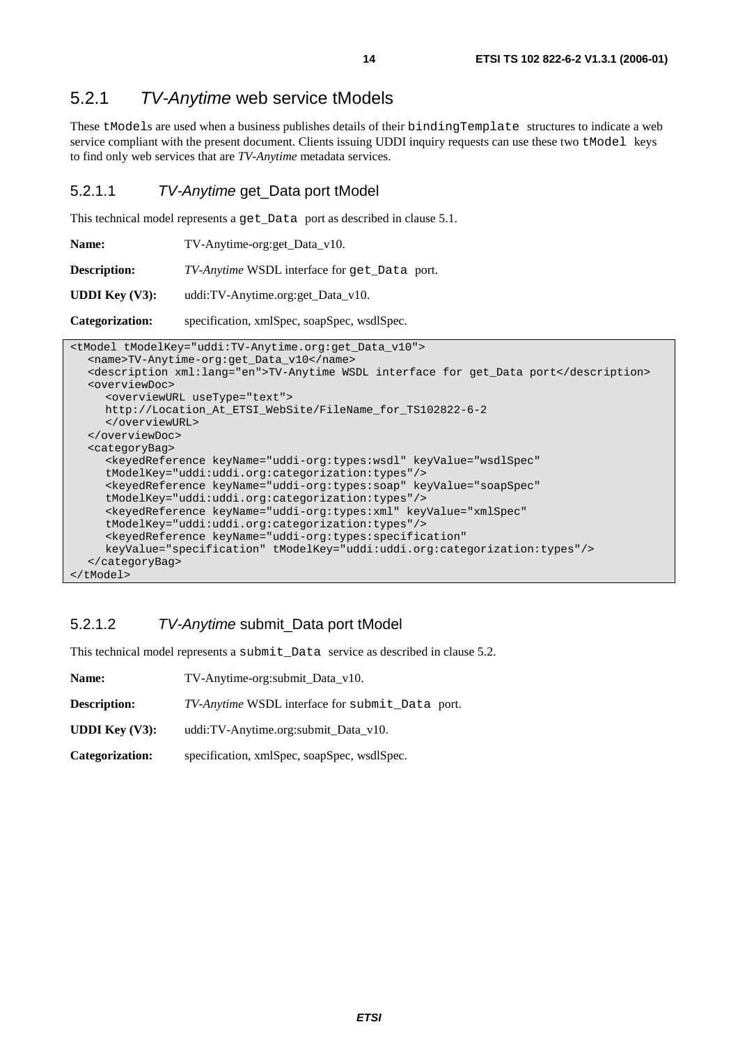### 5.2.1 *TV-Anytime* web service tModels

These `tModel`s are used when a business publishes details of their `bindingTemplate` structures to indicate a web service compliant with the present document. Clients issuing UDDI inquiry requests can use these two `tModel` keys to find only web services that are *TV-Anytime* metadata services.

#### 5.2.1.1 *TV-Anytime* get_Data port tModel

This technical model represents a `get_Data` port as described in clause 5.1.

**Name:** TV-Anytime-org:get_Data_v10.

**Description:** *TV-Anytime* WSDL interface for `get_Data` port.

**UDDI Key (V3):** uddi:TV-Anytime.org:get_Data_v10.

**Categorization:** specification, xmlSpec, soapSpec, wsdlSpec.

```
<tModel tModelKey="uddi:TV-Anytime.org:get_Data_v10">
   <name>TV-Anytime-org:get_Data_v10</name>
   <description xml:lang="en">TV-Anytime WSDL interface for get_Data port</description>
   <overviewDoc>
      <overviewURL useType="text">
      http://Location_At_ETSI_WebSite/FileName_for_TS102822-6-2
      </overviewURL>
   </overviewDoc>
   <categoryBag>
      <keyedReference keyName="uddi-org:types:wsdl" keyValue="wsdlSpec"
      tModelKey="uddi:uddi.org:categorization:types"/>
      <keyedReference keyName="uddi-org:types:soap" keyValue="soapSpec"
      tModelKey="uddi:uddi.org:categorization:types"/>
      <keyedReference keyName="uddi-org:types:xml" keyValue="xmlSpec"
      tModelKey="uddi:uddi.org:categorization:types"/>
      <keyedReference keyName="uddi-org:types:specification"
      keyValue="specification" tModelKey="uddi:uddi.org:categorization:types"/>
   </categoryBag>
</tModel>
```

#### 5.2.1.2 *TV-Anytime* submit_Data port tModel

This technical model represents a `submit_Data` service as described in clause 5.2.

**Name:** TV-Anytime-org:submit_Data_v10.

**Description:** *TV-Anytime* WSDL interface for `submit_Data` port.

**UDDI Key (V3):** uddi:TV-Anytime.org:submit_Data_v10.

**Categorization:** specification, xmlSpec, soapSpec, wsdlSpec.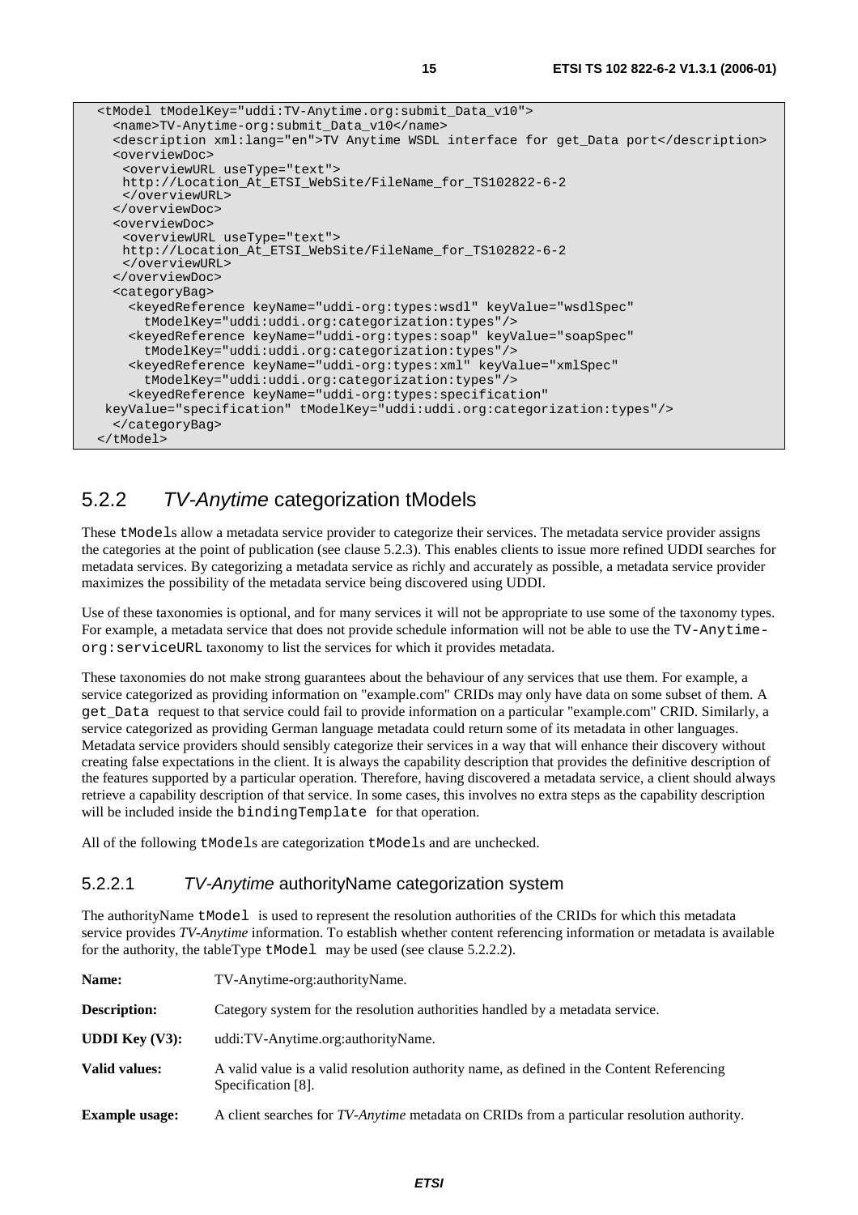```
<tModel tModelKey="uddi:TV-Anytime.org:submit_Data_v10">
  <name>TV-Anytime-org:submit_Data_v10</name>
  <description xml:lang="en">TV Anytime WSDL interface for get_Data port</description>
  <overviewDoc>
   <overviewURL useType="text">
   http://Location_At_ETSI_WebSite/FileName_for_TS102822-6-2
   </overviewURL>
  </overviewDoc>
  <overviewDoc>
   <overviewURL useType="text">
   http://Location_At_ETSI_WebSite/FileName_for_TS102822-6-2
   </overviewURL>
  </overviewDoc>
  <categoryBag>
    <keyedReference keyName="uddi-org:types:wsdl" keyValue="wsdlSpec"
      tModelKey="uddi:uddi.org:categorization:types"/>
    <keyedReference keyName="uddi-org:types:soap" keyValue="soapSpec"
      tModelKey="uddi:uddi.org:categorization:types"/>
    <keyedReference keyName="uddi-org:types:xml" keyValue="xmlSpec"
      tModelKey="uddi:uddi.org:categorization:types"/>
    <keyedReference keyName="uddi-org:types:specification"
 keyValue="specification" tModelKey="uddi:uddi.org:categorization:types"/>
  </categoryBag>
</tModel>
```

### 5.2.2 *TV-Anytime* categorization tModels

These `tModel`s allow a metadata service provider to categorize their services. The metadata service provider assigns the categories at the point of publication (see clause 5.2.3). This enables clients to issue more refined UDDI searches for metadata services. By categorizing a metadata service as richly and accurately as possible, a metadata service provider maximizes the possibility of the metadata service being discovered using UDDI.

Use of these taxonomies is optional, and for many services it will not be appropriate to use some of the taxonomy types. For example, a metadata service that does not provide schedule information will not be able to use the `TV-Anytime-org:serviceURL` taxonomy to list the services for which it provides metadata.

These taxonomies do not make strong guarantees about the behaviour of any services that use them. For example, a service categorized as providing information on "example.com" CRIDs may only have data on some subset of them. A `get_Data` request to that service could fail to provide information on a particular "example.com" CRID. Similarly, a service categorized as providing German language metadata could return some of its metadata in other languages. Metadata service providers should sensibly categorize their services in a way that will enhance their discovery without creating false expectations in the client. It is always the capability description that provides the definitive description of the features supported by a particular operation. Therefore, having discovered a metadata service, a client should always retrieve a capability description of that service. In some cases, this involves no extra steps as the capability description will be included inside the `bindingTemplate` for that operation.

All of the following `tModel`s are categorization `tModel`s and are unchecked.

#### 5.2.2.1 *TV-Anytime* authorityName categorization system

The authorityName `tModel` is used to represent the resolution authorities of the CRIDs for which this metadata service provides *TV-Anytime* information. To establish whether content referencing information or metadata is available for the authority, the tableType `tModel` may be used (see clause 5.2.2.2).

**Name:** TV-Anytime-org:authorityName.

**Description:** Category system for the resolution authorities handled by a metadata service.

**UDDI Key (V3):** uddi:TV-Anytime.org:authorityName.

**Valid values:** A valid value is a valid resolution authority name, as defined in the Content Referencing Specification [8].

**Example usage:** A client searches for *TV-Anytime* metadata on CRIDs from a particular resolution authority.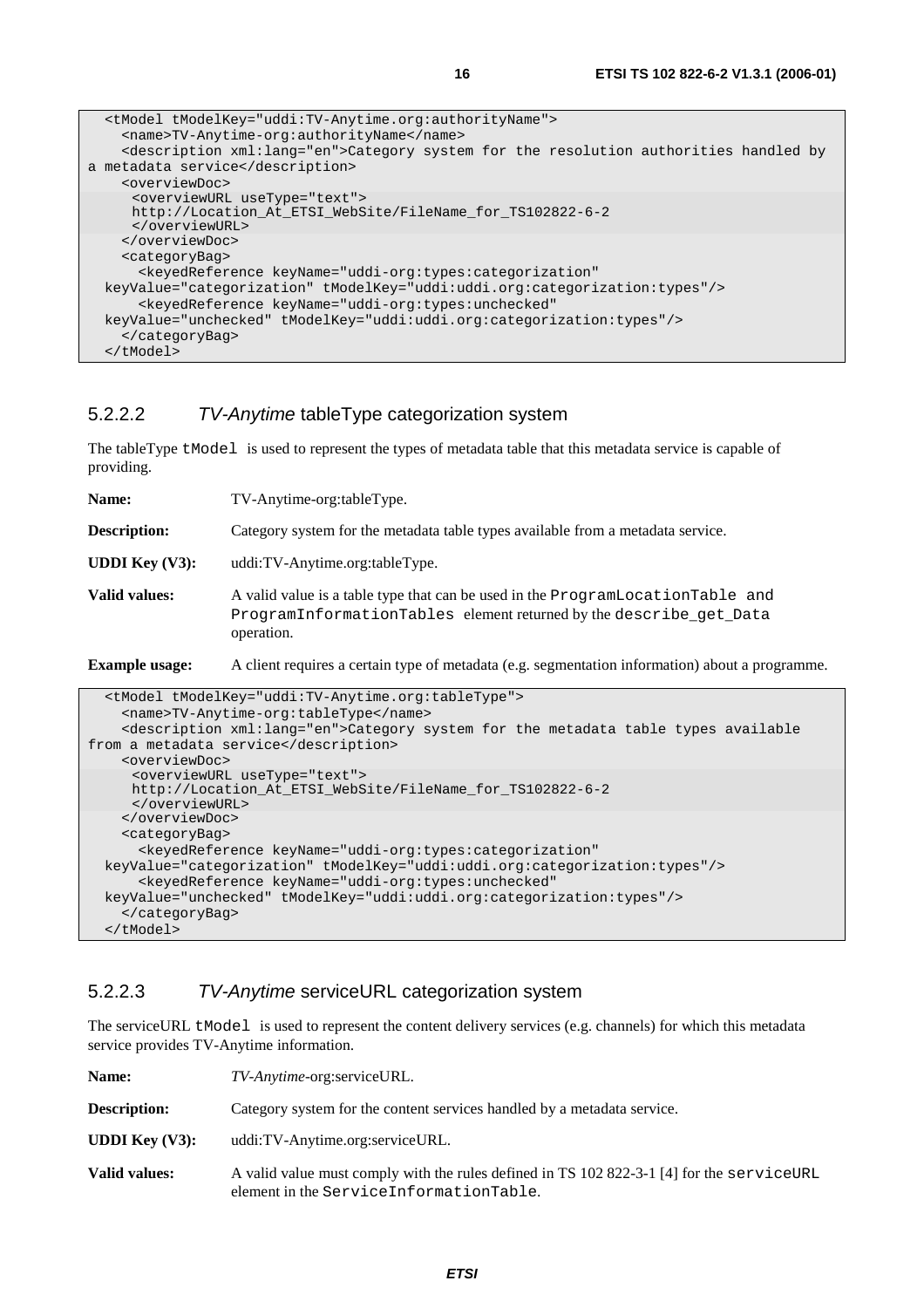```
  <tModel tModelKey="uddi:TV-Anytime.org:authorityName">
    <name>TV-Anytime-org:authorityName</name>
    <description xml:lang="en">Category system for the resolution authorities handled by
a metadata service</description>
    <overviewDoc>
     <overviewURL useType="text">
     http://Location_At_ETSI_WebSite/FileName_for_TS102822-6-2
     </overviewURL>
    </overviewDoc>
    <categoryBag>
      <keyedReference keyName="uddi-org:types:categorization"
  keyValue="categorization" tModelKey="uddi:uddi.org:categorization:types"/>
      <keyedReference keyName="uddi-org:types:unchecked"
  keyValue="unchecked" tModelKey="uddi:uddi.org:categorization:types"/>
    </categoryBag>
  </tModel>
```

### 5.2.2.2 *TV-Anytime* tableType categorization system

The tableType `tModel` is used to represent the types of metadata table that this metadata service is capable of providing.

**Name:** TV-Anytime-org:tableType.

**Description:** Category system for the metadata table types available from a metadata service.

**UDDI Key (V3):** uddi:TV-Anytime.org:tableType.

**Valid values:** A valid value is a table type that can be used in the `ProgramLocationTable and ProgramInformationTables` element returned by the `describe_get_Data` operation.

**Example usage:** A client requires a certain type of metadata (e.g. segmentation information) about a programme.

```
  <tModel tModelKey="uddi:TV-Anytime.org:tableType">
    <name>TV-Anytime-org:tableType</name>
    <description xml:lang="en">Category system for the metadata table types available
from a metadata service</description>
    <overviewDoc>
     <overviewURL useType="text">
     http://Location_At_ETSI_WebSite/FileName_for_TS102822-6-2
     </overviewURL>
    </overviewDoc>
    <categoryBag>
      <keyedReference keyName="uddi-org:types:categorization"
  keyValue="categorization" tModelKey="uddi:uddi.org:categorization:types"/>
      <keyedReference keyName="uddi-org:types:unchecked"
  keyValue="unchecked" tModelKey="uddi:uddi.org:categorization:types"/>
    </categoryBag>
  </tModel>
```

### 5.2.2.3 *TV-Anytime* serviceURL categorization system

The serviceURL `tModel` is used to represent the content delivery services (e.g. channels) for which this metadata service provides TV-Anytime information.

**Name:** *TV-Anytime*-org:serviceURL.

**Description:** Category system for the content services handled by a metadata service.

**UDDI Key (V3):** uddi:TV-Anytime.org:serviceURL.

**Valid values:** A valid value must comply with the rules defined in TS 102 822-3-1 [4] for the `serviceURL` element in the `ServiceInformationTable`.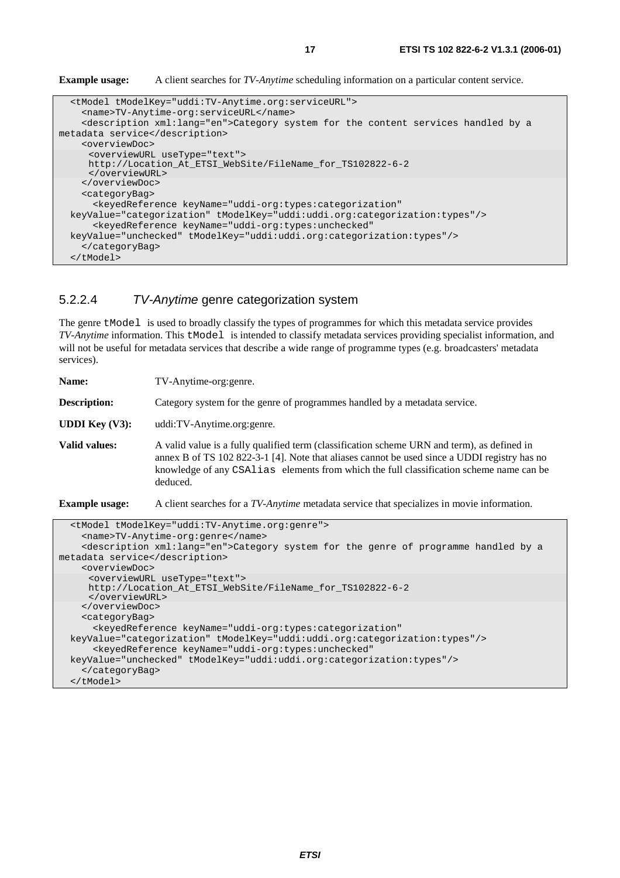**Example usage:** A client searches for *TV-Anytime* scheduling information on a particular content service.

```
<tModel tModelKey="uddi:TV-Anytime.org:serviceURL">
    <name>TV-Anytime-org:serviceURL</name>
    <description xml:lang="en">Category system for the content services handled by a
metadata service</description>
    <overviewDoc>
     <overviewURL useType="text">
     http://Location_At_ETSI_WebSite/FileName_for_TS102822-6-2
     </overviewURL>
    </overviewDoc>
    <categoryBag>
      <keyedReference keyName="uddi-org:types:categorization"
  keyValue="categorization" tModelKey="uddi:uddi.org:categorization:types"/>
      <keyedReference keyName="uddi-org:types:unchecked"
  keyValue="unchecked" tModelKey="uddi:uddi.org:categorization:types"/>
    </categoryBag>
  </tModel>
```

#### 5.2.2.4 *TV-Anytime* genre categorization system

The genre `tModel` is used to broadly classify the types of programmes for which this metadata service provides *TV-Anytime* information. This `tModel` is intended to classify metadata services providing specialist information, and will not be useful for metadata services that describe a wide range of programme types (e.g. broadcasters' metadata services).

**Name:** TV-Anytime-org:genre.

**Description:** Category system for the genre of programmes handled by a metadata service.

**UDDI Key (V3):** uddi:TV-Anytime.org:genre.

**Valid values:** A valid value is a fully qualified term (classification scheme URN and term), as defined in annex B of TS 102 822-3-1 [4]. Note that aliases cannot be used since a UDDI registry has no knowledge of any `CSAlias` elements from which the full classification scheme name can be deduced.

**Example usage:** A client searches for a *TV-Anytime* metadata service that specializes in movie information.

```
<tModel tModelKey="uddi:TV-Anytime.org:genre">
    <name>TV-Anytime-org:genre</name>
    <description xml:lang="en">Category system for the genre of programme handled by a
metadata service</description>
    <overviewDoc>
     <overviewURL useType="text">
     http://Location_At_ETSI_WebSite/FileName_for_TS102822-6-2
     </overviewURL>
    </overviewDoc>
    <categoryBag>
      <keyedReference keyName="uddi-org:types:categorization"
  keyValue="categorization" tModelKey="uddi:uddi.org:categorization:types"/>
      <keyedReference keyName="uddi-org:types:unchecked"
  keyValue="unchecked" tModelKey="uddi:uddi.org:categorization:types"/>
    </categoryBag>
  </tModel>
```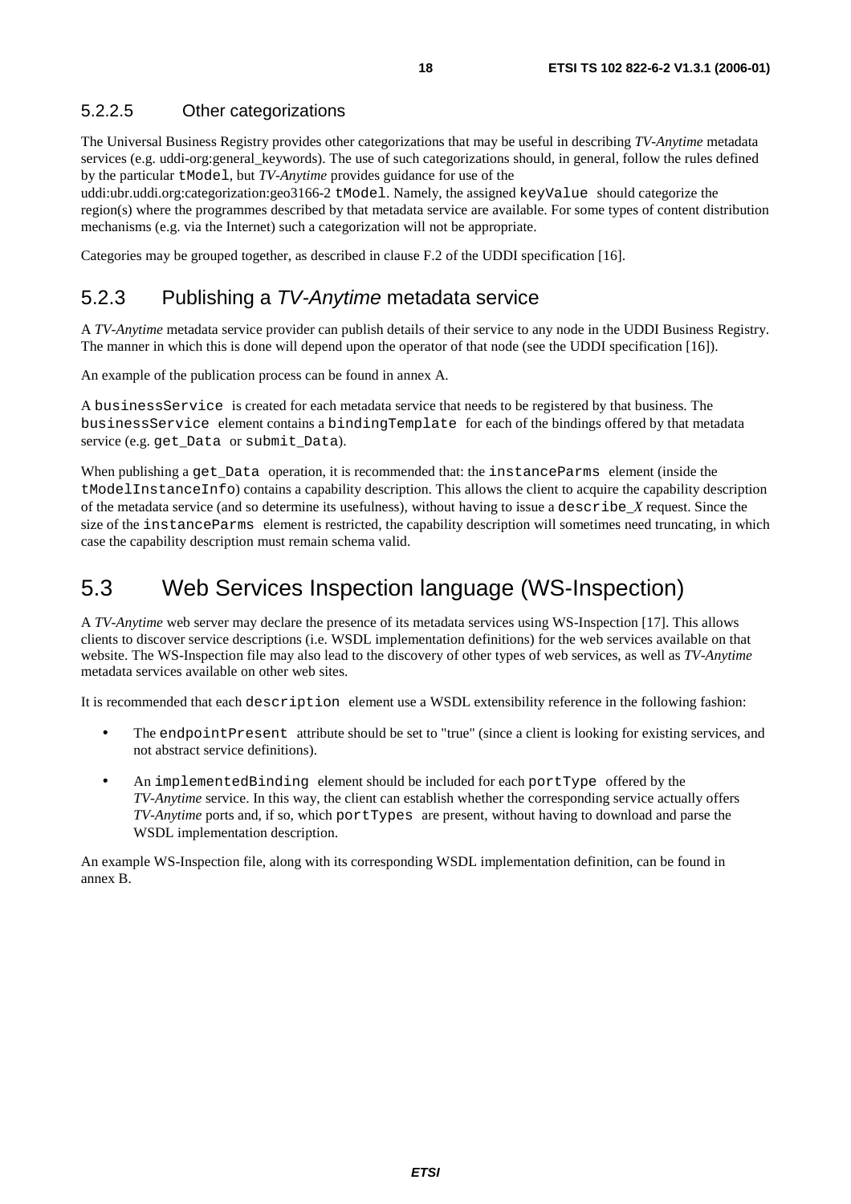#### 5.2.2.5 Other categorizations

The Universal Business Registry provides other categorizations that may be useful in describing *TV-Anytime* metadata services (e.g. uddi-org:general_keywords). The use of such categorizations should, in general, follow the rules defined by the particular `tModel`, but *TV-Anytime* provides guidance for use of the uddi:ubr.uddi.org:categorization:geo3166-2 `tModel`. Namely, the assigned `keyValue` should categorize the region(s) where the programmes described by that metadata service are available. For some types of content distribution mechanisms (e.g. via the Internet) such a categorization will not be appropriate.

Categories may be grouped together, as described in clause F.2 of the UDDI specification [16].

### 5.2.3 Publishing a *TV-Anytime* metadata service

A *TV-Anytime* metadata service provider can publish details of their service to any node in the UDDI Business Registry. The manner in which this is done will depend upon the operator of that node (see the UDDI specification [16]).

An example of the publication process can be found in annex A.

A `businessService` is created for each metadata service that needs to be registered by that business. The `businessService` element contains a `bindingTemplate` for each of the bindings offered by that metadata service (e.g. `get_Data` or `submit_Data`).

When publishing a `get_Data` operation, it is recommended that: the `instanceParms` element (inside the `tModelInstanceInfo`) contains a capability description. This allows the client to acquire the capability description of the metadata service (and so determine its usefulness), without having to issue a `describe_`*X* request. Since the size of the `instanceParms` element is restricted, the capability description will sometimes need truncating, in which case the capability description must remain schema valid.

## 5.3 Web Services Inspection language (WS-Inspection)

A *TV-Anytime* web server may declare the presence of its metadata services using WS-Inspection [17]. This allows clients to discover service descriptions (i.e. WSDL implementation definitions) for the web services available on that website. The WS-Inspection file may also lead to the discovery of other types of web services, as well as *TV-Anytime* metadata services available on other web sites.

It is recommended that each `description` element use a WSDL extensibility reference in the following fashion:

- The `endpointPresent` attribute should be set to "true" (since a client is looking for existing services, and not abstract service definitions).
- An `implementedBinding` element should be included for each `portType` offered by the *TV-Anytime* service. In this way, the client can establish whether the corresponding service actually offers *TV-Anytime* ports and, if so, which `portTypes` are present, without having to download and parse the WSDL implementation description.

An example WS-Inspection file, along with its corresponding WSDL implementation definition, can be found in annex B.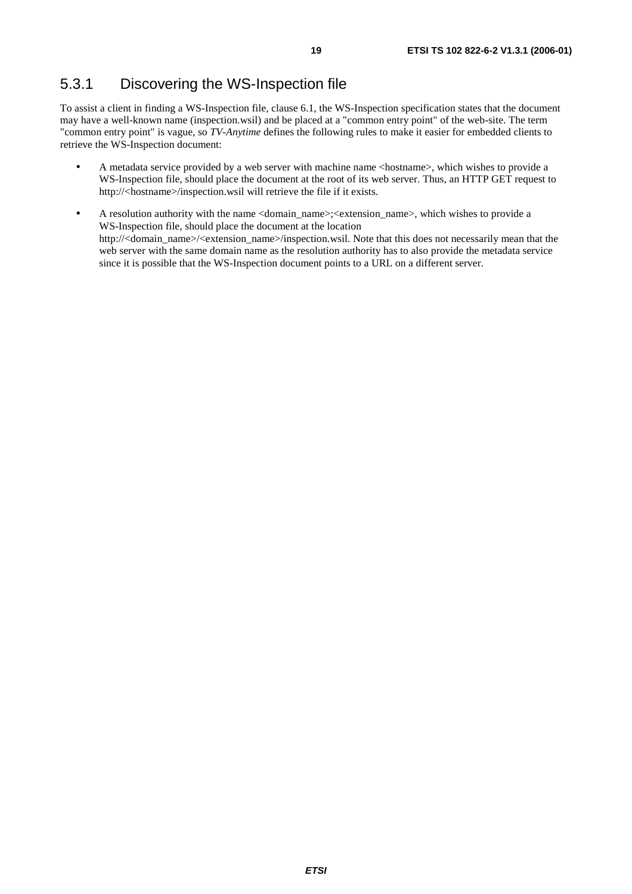### 5.3.1 Discovering the WS-Inspection file

To assist a client in finding a WS-Inspection file, clause 6.1, the WS-Inspection specification states that the document may have a well-known name (inspection.wsil) and be placed at a "common entry point" of the web-site. The term "common entry point" is vague, so *TV-Anytime* defines the following rules to make it easier for embedded clients to retrieve the WS-Inspection document:

- A metadata service provided by a web server with machine name <hostname>, which wishes to provide a WS-Inspection file, should place the document at the root of its web server. Thus, an HTTP GET request to http://<hostname>/inspection.wsil will retrieve the file if it exists.
- A resolution authority with the name <domain_name>;<extension_name>, which wishes to provide a WS-Inspection file, should place the document at the location http://<domain_name>/<extension_name>/inspection.wsil. Note that this does not necessarily mean that the web server with the same domain name as the resolution authority has to also provide the metadata service since it is possible that the WS-Inspection document points to a URL on a different server.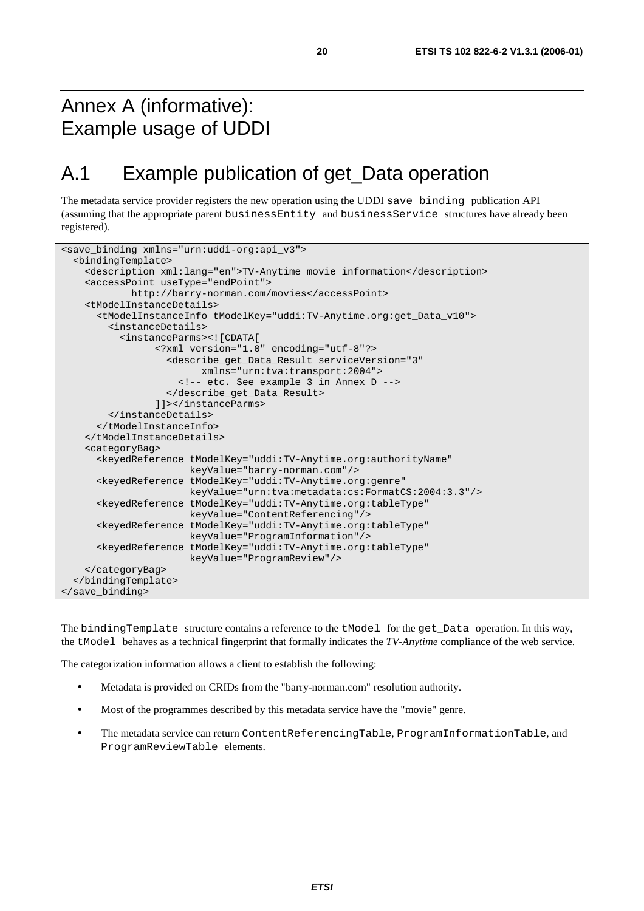# Annex A (informative): Example usage of UDDI

## A.1 Example publication of get_Data operation

The metadata service provider registers the new operation using the UDDI `save_binding` publication API (assuming that the appropriate parent `businessEntity` and `businessService` structures have already been registered).

```
<save_binding xmlns="urn:uddi-org:api_v3">
  <bindingTemplate>
    <description xml:lang="en">TV-Anytime movie information</description>
    <accessPoint useType="endPoint">
            http://barry-norman.com/movies</accessPoint>
    <tModelInstanceDetails>
      <tModelInstanceInfo tModelKey="uddi:TV-Anytime.org:get_Data_v10">
        <instanceDetails>
          <instanceParms><![CDATA[
                <?xml version="1.0" encoding="utf-8"?>
                  <describe_get_Data_Result serviceVersion="3"
                        xmlns="urn:tva:transport:2004">
                    <!-- etc. See example 3 in Annex D -->
                  </describe_get_Data_Result>
                ]]></instanceParms>
        </instanceDetails>
      </tModelInstanceInfo>
    </tModelInstanceDetails>
    <categoryBag>
      <keyedReference tModelKey="uddi:TV-Anytime.org:authorityName"
                      keyValue="barry-norman.com"/>
      <keyedReference tModelKey="uddi:TV-Anytime.org:genre"
                      keyValue="urn:tva:metadata:cs:FormatCS:2004:3.3"/>
      <keyedReference tModelKey="uddi:TV-Anytime.org:tableType"
                      keyValue="ContentReferencing"/>
      <keyedReference tModelKey="uddi:TV-Anytime.org:tableType"
                      keyValue="ProgramInformation"/>
      <keyedReference tModelKey="uddi:TV-Anytime.org:tableType"
                      keyValue="ProgramReview"/>
    </categoryBag>
  </bindingTemplate>
</save_binding>
```

The `bindingTemplate` structure contains a reference to the `tModel` for the `get_Data` operation. In this way, the `tModel` behaves as a technical fingerprint that formally indicates the *TV-Anytime* compliance of the web service.

The categorization information allows a client to establish the following:

- Metadata is provided on CRIDs from the "barry-norman.com" resolution authority.
- Most of the programmes described by this metadata service have the "movie" genre.
- The metadata service can return `ContentReferencingTable`, `ProgramInformationTable`, and `ProgramReviewTable` elements.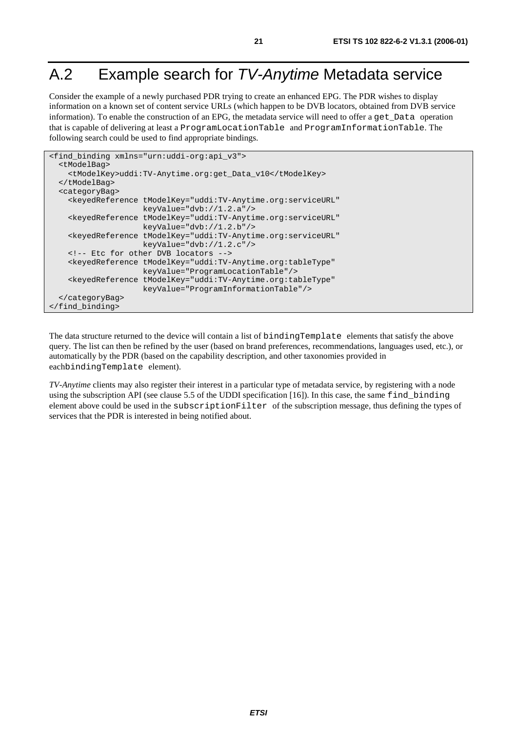# A.2 Example search for *TV-Anytime* Metadata service

Consider the example of a newly purchased PDR trying to create an enhanced EPG. The PDR wishes to display information on a known set of content service URLs (which happen to be DVB locators, obtained from DVB service information). To enable the construction of an EPG, the metadata service will need to offer a `get_Data` operation that is capable of delivering at least a `ProgramLocationTable` and `ProgramInformationTable`. The following search could be used to find appropriate bindings.

```
<find_binding xmlns="urn:uddi-org:api_v3">
  <tModelBag>
    <tModelKey>uddi:TV-Anytime.org:get_Data_v10</tModelKey>
  </tModelBag>
  <categoryBag>
    <keyedReference tModelKey="uddi:TV-Anytime.org:serviceURL"
                    keyValue="dvb://1.2.a"/>
    <keyedReference tModelKey="uddi:TV-Anytime.org:serviceURL"
                    keyValue="dvb://1.2.b"/>
    <keyedReference tModelKey="uddi:TV-Anytime.org:serviceURL"
                    keyValue="dvb://1.2.c"/>
    <!-- Etc for other DVB locators -->
    <keyedReference tModelKey="uddi:TV-Anytime.org:tableType"
                    keyValue="ProgramLocationTable"/>
    <keyedReference tModelKey="uddi:TV-Anytime.org:tableType"
                    keyValue="ProgramInformationTable"/>
  </categoryBag>
</find_binding>
```

The data structure returned to the device will contain a list of `bindingTemplate` elements that satisfy the above query. The list can then be refined by the user (based on brand preferences, recommendations, languages used, etc.), or automatically by the PDR (based on the capability description, and other taxonomies provided in each`bindingTemplate` element).

*TV-Anytime* clients may also register their interest in a particular type of metadata service, by registering with a node using the subscription API (see clause 5.5 of the UDDI specification [16]). In this case, the same `find_binding` element above could be used in the `subscriptionFilter` of the subscription message, thus defining the types of services that the PDR is interested in being notified about.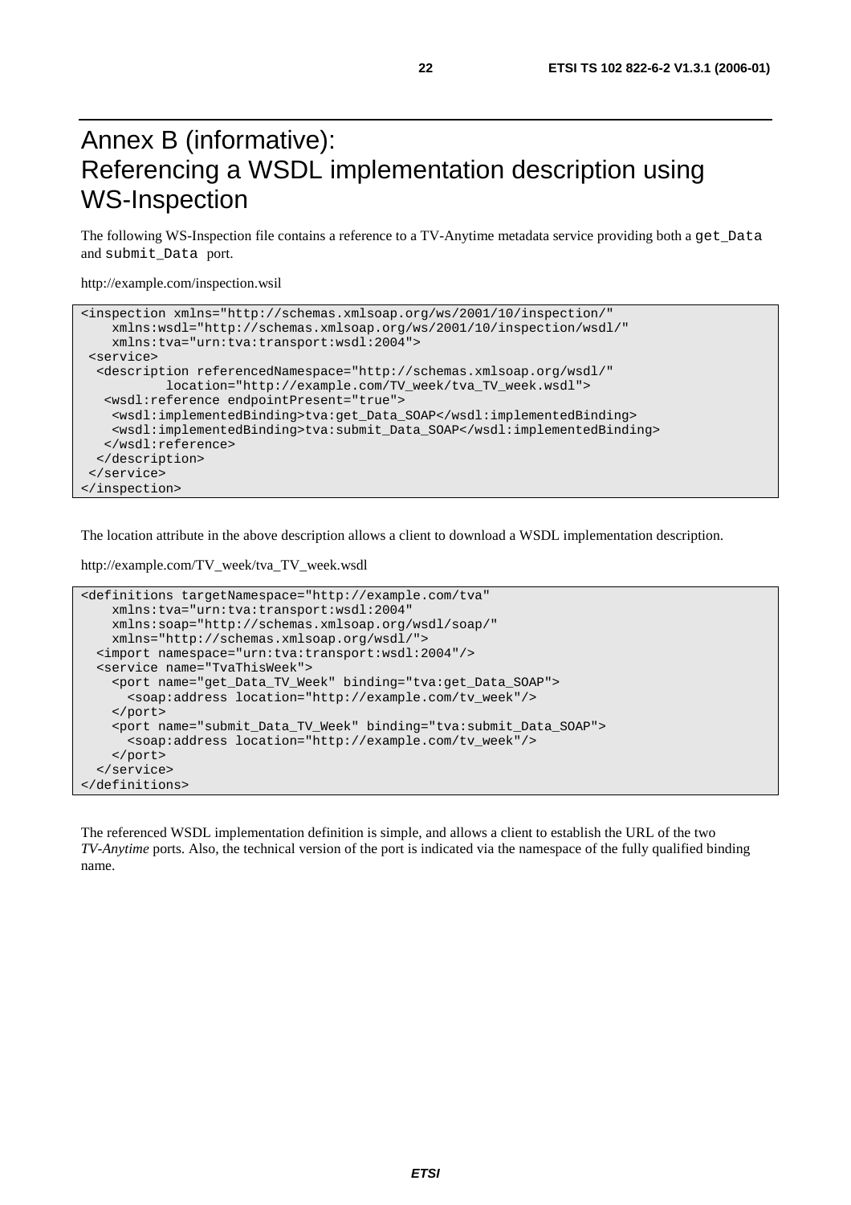# Annex B (informative): Referencing a WSDL implementation description using WS-Inspection

The following WS-Inspection file contains a reference to a TV-Anytime metadata service providing both a `get_Data` and `submit_Data` port.

http://example.com/inspection.wsil

```
<inspection xmlns="http://schemas.xmlsoap.org/ws/2001/10/inspection/"
    xmlns:wsdl="http://schemas.xmlsoap.org/ws/2001/10/inspection/wsdl/"
    xmlns:tva="urn:tva:transport:wsdl:2004">
 <service>
  <description referencedNamespace="http://schemas.xmlsoap.org/wsdl/"
          location="http://example.com/TV_week/tva_TV_week.wsdl">
   <wsdl:reference endpointPresent="true">
    <wsdl:implementedBinding>tva:get_Data_SOAP</wsdl:implementedBinding>
    <wsdl:implementedBinding>tva:submit_Data_SOAP</wsdl:implementedBinding>
   </wsdl:reference>
  </description>
 </service>
</inspection>
```

The location attribute in the above description allows a client to download a WSDL implementation description.

http://example.com/TV_week/tva_TV_week.wsdl

```
<definitions targetNamespace="http://example.com/tva"
    xmlns:tva="urn:tva:transport:wsdl:2004"
    xmlns:soap="http://schemas.xmlsoap.org/wsdl/soap/"
    xmlns="http://schemas.xmlsoap.org/wsdl/">
  <import namespace="urn:tva:transport:wsdl:2004"/>
  <service name="TvaThisWeek">
    <port name="get_Data_TV_Week" binding="tva:get_Data_SOAP">
      <soap:address location="http://example.com/tv_week"/>
    </port>
    <port name="submit_Data_TV_Week" binding="tva:submit_Data_SOAP">
      <soap:address location="http://example.com/tv_week"/>
    </port>
  </service>
</definitions>
```

The referenced WSDL implementation definition is simple, and allows a client to establish the URL of the two *TV-Anytime* ports. Also, the technical version of the port is indicated via the namespace of the fully qualified binding name.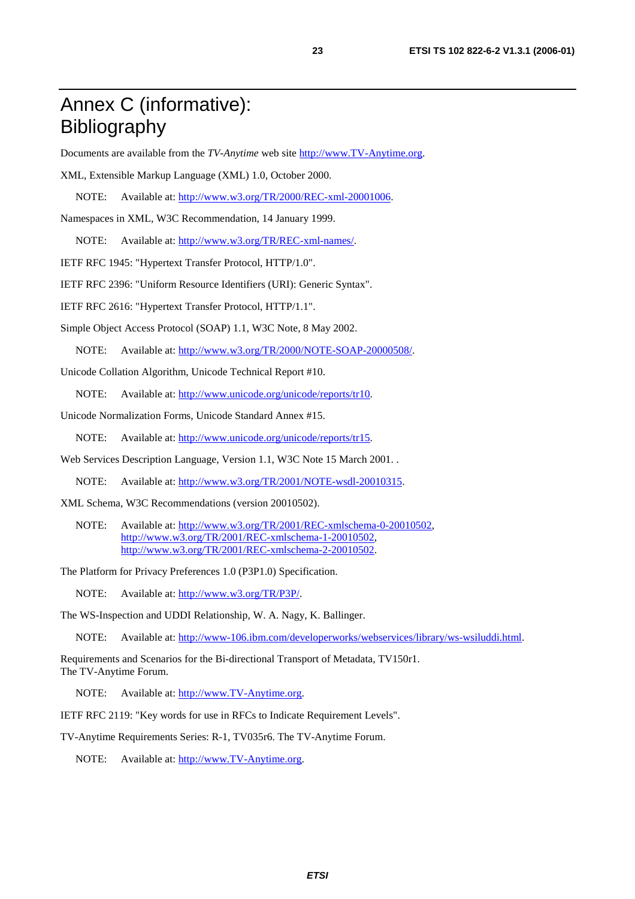# Annex C (informative): Bibliography

Documents are available from the *TV-Anytime* web site http://www.TV-Anytime.org.

XML, Extensible Markup Language (XML) 1.0, October 2000.

NOTE: Available at: http://www.w3.org/TR/2000/REC-xml-20001006.

Namespaces in XML, W3C Recommendation, 14 January 1999.

NOTE: Available at: http://www.w3.org/TR/REC-xml-names/.

IETF RFC 1945: "Hypertext Transfer Protocol, HTTP/1.0".

IETF RFC 2396: "Uniform Resource Identifiers (URI): Generic Syntax".

IETF RFC 2616: "Hypertext Transfer Protocol, HTTP/1.1".

Simple Object Access Protocol (SOAP) 1.1, W3C Note, 8 May 2002.

NOTE: Available at: http://www.w3.org/TR/2000/NOTE-SOAP-20000508/.

Unicode Collation Algorithm, Unicode Technical Report #10.

NOTE: Available at: http://www.unicode.org/unicode/reports/tr10.

Unicode Normalization Forms, Unicode Standard Annex #15.

NOTE: Available at: http://www.unicode.org/unicode/reports/tr15.

Web Services Description Language, Version 1.1, W3C Note 15 March 2001. .

NOTE: Available at: http://www.w3.org/TR/2001/NOTE-wsdl-20010315.

XML Schema, W3C Recommendations (version 20010502).

NOTE: Available at: http://www.w3.org/TR/2001/REC-xmlschema-0-20010502, http://www.w3.org/TR/2001/REC-xmlschema-1-20010502, http://www.w3.org/TR/2001/REC-xmlschema-2-20010502.

The Platform for Privacy Preferences 1.0 (P3P1.0) Specification.

NOTE: Available at: http://www.w3.org/TR/P3P/.

The WS-Inspection and UDDI Relationship, W. A. Nagy, K. Ballinger.

NOTE: Available at: http://www-106.ibm.com/developerworks/webservices/library/ws-wsiluddi.html.

Requirements and Scenarios for the Bi-directional Transport of Metadata, TV150r1.
The TV-Anytime Forum.

NOTE: Available at: http://www.TV-Anytime.org.

IETF RFC 2119: "Key words for use in RFCs to Indicate Requirement Levels".

TV-Anytime Requirements Series: R-1, TV035r6. The TV-Anytime Forum.

NOTE: Available at: http://www.TV-Anytime.org.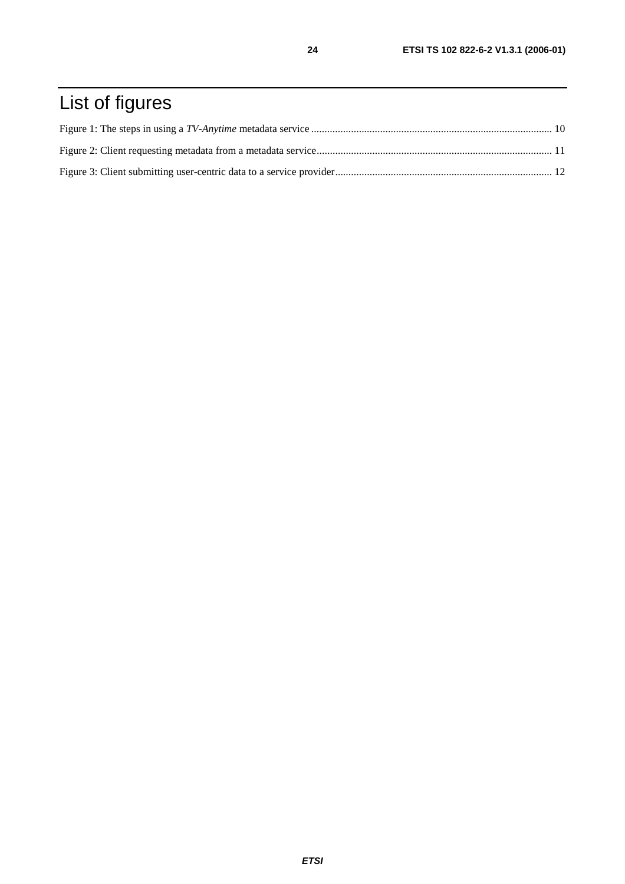# List of figures

Figure 1: The steps in using a *TV-Anytime* metadata service .......................................................................................... 10

Figure 2: Client requesting metadata from a metadata service........................................................................................ 11

Figure 3: Client submitting user-centric data to a service provider................................................................................. 12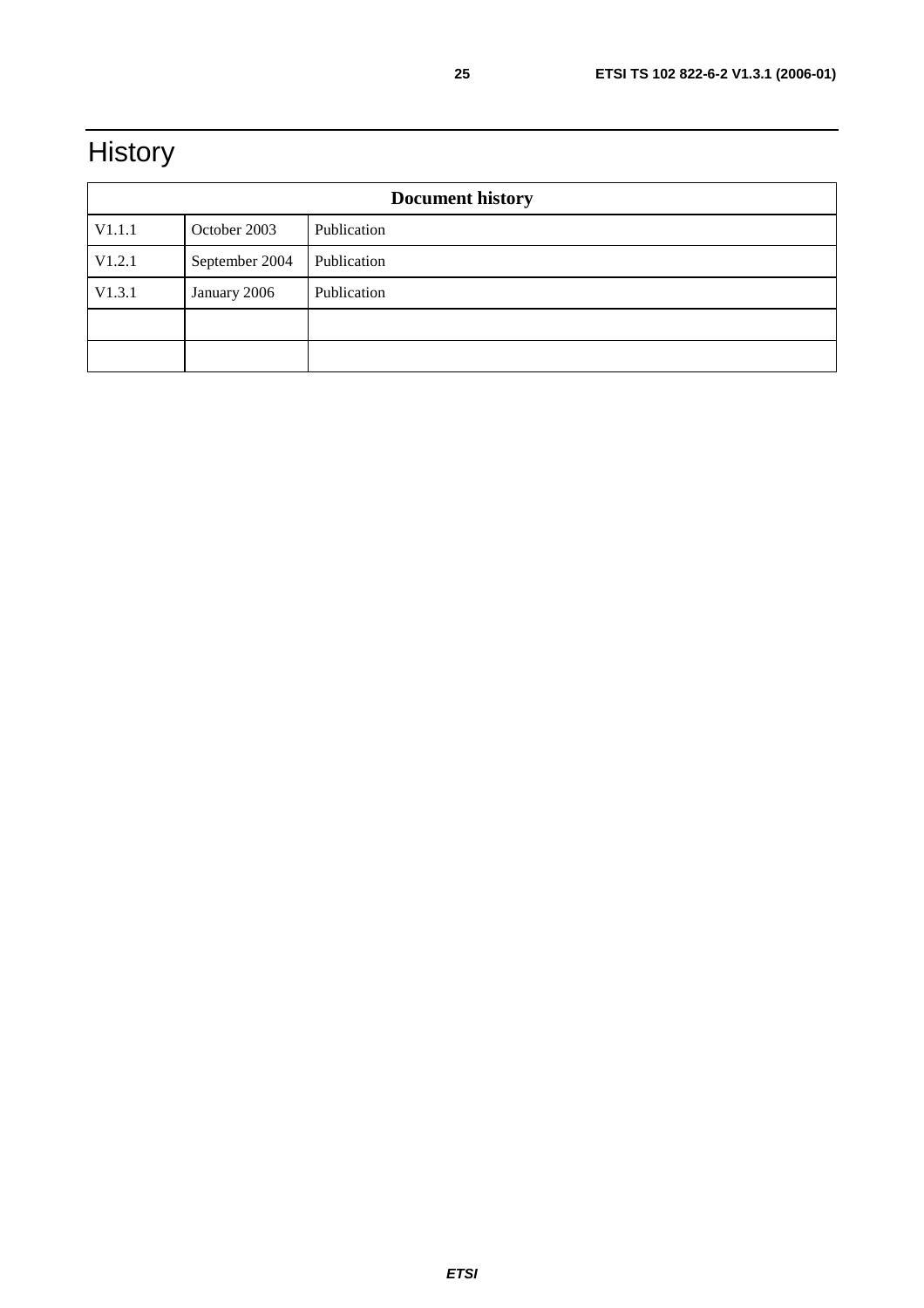# History

| Document history | | |
|---|---|---|
| V1.1.1 | October 2003 | Publication |
| V1.2.1 | September 2004 | Publication |
| V1.3.1 | January 2006 | Publication |
| | | |
| | | |